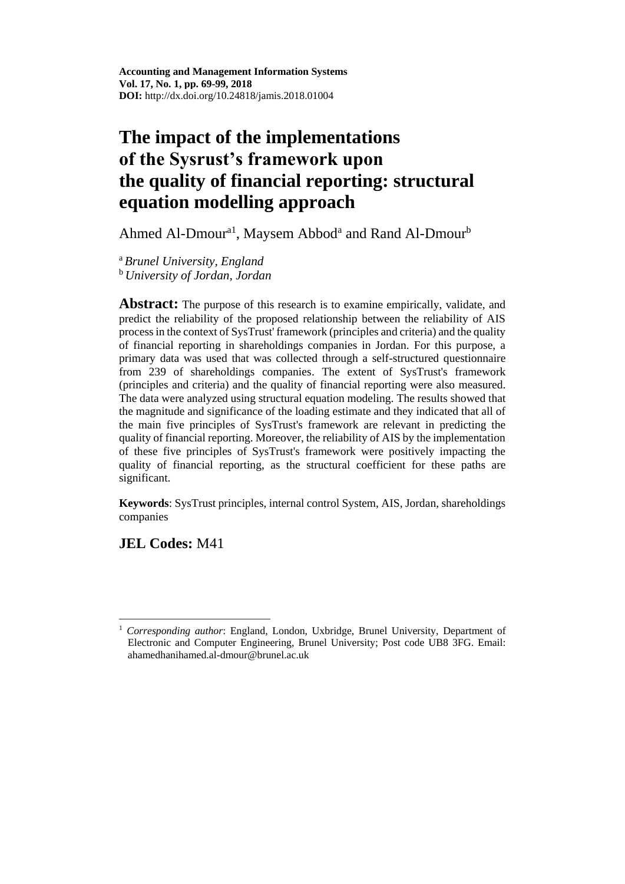**Accounting and Management Information Systems**
**Vol. 17, No. 1, pp. 69-99, 2018**
**DOI:** http://dx.doi.org/10.24818/jamis.2018.01004

# The impact of the implementations of the Sysrust's framework upon the quality of financial reporting: structural equation modelling approach

Ahmed Al-Dmour[a1], Maysem Abbod[a] and Rand Al-Dmour[b]

[a] *Brunel University, England*
[b] *University of Jordan, Jordan*

**Abstract:** The purpose of this research is to examine empirically, validate, and predict the reliability of the proposed relationship between the reliability of AIS process in the context of SysTrust' framework (principles and criteria) and the quality of financial reporting in shareholdings companies in Jordan. For this purpose, a primary data was used that was collected through a self-structured questionnaire from 239 of shareholdings companies. The extent of SysTrust's framework (principles and criteria) and the quality of financial reporting were also measured. The data were analyzed using structural equation modeling. The results showed that the magnitude and significance of the loading estimate and they indicated that all of the main five principles of SysTrust's framework are relevant in predicting the quality of financial reporting. Moreover, the reliability of AIS by the implementation of these five principles of SysTrust's framework were positively impacting the quality of financial reporting, as the structural coefficient for these paths are significant.

**Keywords**: SysTrust principles, internal control System, AIS, Jordan, shareholdings companies

**JEL Codes:** M41

---

[1] *Corresponding author*: England, London, Uxbridge, Brunel University, Department of Electronic and Computer Engineering, Brunel University; Post code UB8 3FG. Email: ahamedhanihamed.al-dmour@brunel.ac.uk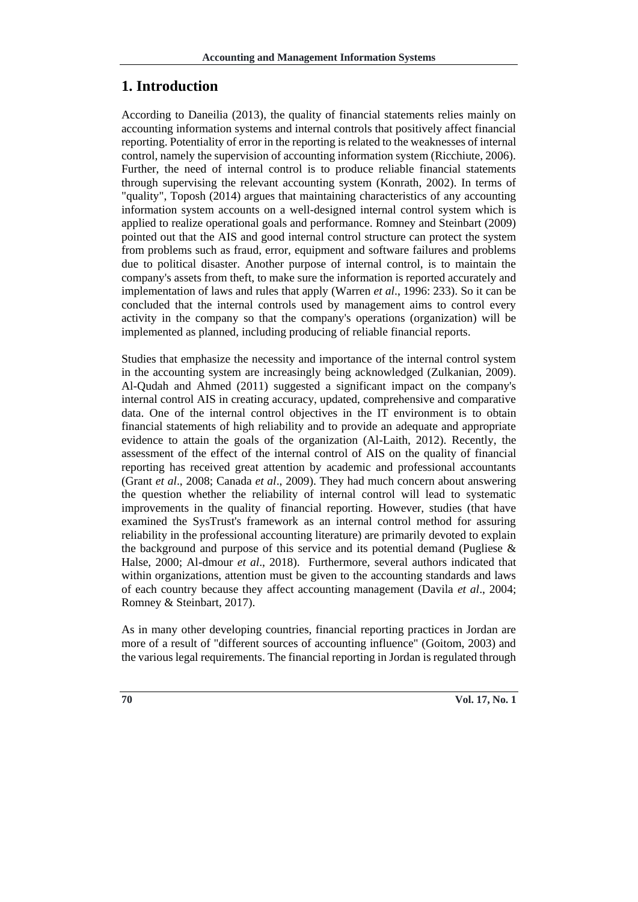# 1. Introduction

According to Daneilia (2013), the quality of financial statements relies mainly on accounting information systems and internal controls that positively affect financial reporting. Potentiality of error in the reporting is related to the weaknesses of internal control, namely the supervision of accounting information system (Ricchiute, 2006). Further, the need of internal control is to produce reliable financial statements through supervising the relevant accounting system (Konrath, 2002). In terms of "quality", Toposh (2014) argues that maintaining characteristics of any accounting information system accounts on a well-designed internal control system which is applied to realize operational goals and performance. Romney and Steinbart (2009) pointed out that the AIS and good internal control structure can protect the system from problems such as fraud, error, equipment and software failures and problems due to political disaster. Another purpose of internal control, is to maintain the company's assets from theft, to make sure the information is reported accurately and implementation of laws and rules that apply (Warren *et al*., 1996: 233). So it can be concluded that the internal controls used by management aims to control every activity in the company so that the company's operations (organization) will be implemented as planned, including producing of reliable financial reports.

Studies that emphasize the necessity and importance of the internal control system in the accounting system are increasingly being acknowledged (Zulkanian, 2009). Al-Qudah and Ahmed (2011) suggested a significant impact on the company's internal control AIS in creating accuracy, updated, comprehensive and comparative data. One of the internal control objectives in the IT environment is to obtain financial statements of high reliability and to provide an adequate and appropriate evidence to attain the goals of the organization (Al-Laith, 2012). Recently, the assessment of the effect of the internal control of AIS on the quality of financial reporting has received great attention by academic and professional accountants (Grant *et al*., 2008; Canada *et al*., 2009). They had much concern about answering the question whether the reliability of internal control will lead to systematic improvements in the quality of financial reporting. However, studies (that have examined the SysTrust's framework as an internal control method for assuring reliability in the professional accounting literature) are primarily devoted to explain the background and purpose of this service and its potential demand (Pugliese & Halse, 2000; Al-dmour *et al*., 2018). Furthermore, several authors indicated that within organizations, attention must be given to the accounting standards and laws of each country because they affect accounting management (Davila *et al*., 2004; Romney & Steinbart, 2017).

As in many other developing countries, financial reporting practices in Jordan are more of a result of "different sources of accounting influence" (Goitom, 2003) and the various legal requirements. The financial reporting in Jordan is regulated through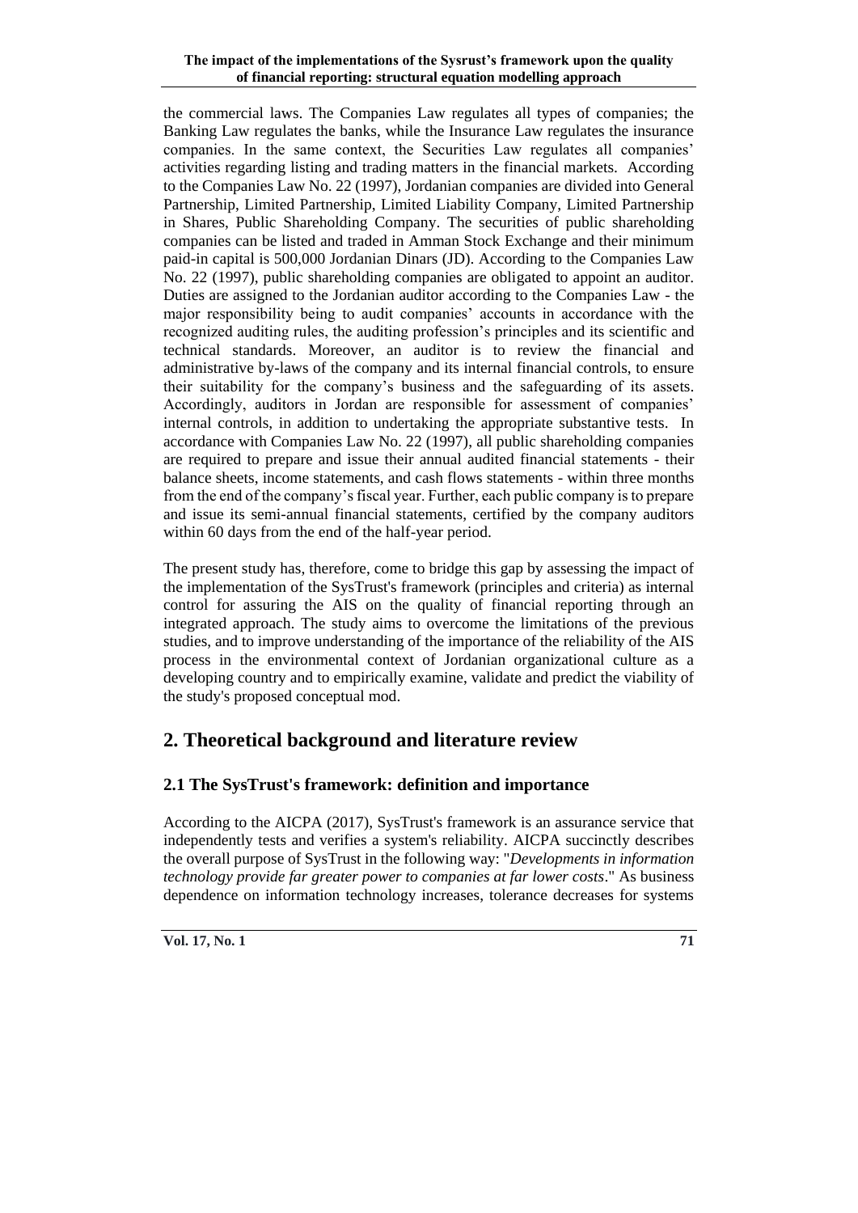the commercial laws. The Companies Law regulates all types of companies; the Banking Law regulates the banks, while the Insurance Law regulates the insurance companies. In the same context, the Securities Law regulates all companies' activities regarding listing and trading matters in the financial markets. According to the Companies Law No. 22 (1997), Jordanian companies are divided into General Partnership, Limited Partnership, Limited Liability Company, Limited Partnership in Shares, Public Shareholding Company. The securities of public shareholding companies can be listed and traded in Amman Stock Exchange and their minimum paid-in capital is 500,000 Jordanian Dinars (JD). According to the Companies Law No. 22 (1997), public shareholding companies are obligated to appoint an auditor. Duties are assigned to the Jordanian auditor according to the Companies Law - the major responsibility being to audit companies' accounts in accordance with the recognized auditing rules, the auditing profession's principles and its scientific and technical standards. Moreover, an auditor is to review the financial and administrative by-laws of the company and its internal financial controls, to ensure their suitability for the company's business and the safeguarding of its assets. Accordingly, auditors in Jordan are responsible for assessment of companies' internal controls, in addition to undertaking the appropriate substantive tests. In accordance with Companies Law No. 22 (1997), all public shareholding companies are required to prepare and issue their annual audited financial statements - their balance sheets, income statements, and cash flows statements - within three months from the end of the company's fiscal year. Further, each public company is to prepare and issue its semi-annual financial statements, certified by the company auditors within 60 days from the end of the half-year period.

The present study has, therefore, come to bridge this gap by assessing the impact of the implementation of the SysTrust's framework (principles and criteria) as internal control for assuring the AIS on the quality of financial reporting through an integrated approach. The study aims to overcome the limitations of the previous studies, and to improve understanding of the importance of the reliability of the AIS process in the environmental context of Jordanian organizational culture as a developing country and to empirically examine, validate and predict the viability of the study's proposed conceptual mod.

# 2. Theoretical background and literature review

## 2.1 The SysTrust's framework: definition and importance

According to the AICPA (2017), SysTrust's framework is an assurance service that independently tests and verifies a system's reliability. AICPA succinctly describes the overall purpose of SysTrust in the following way: "*Developments in information technology provide far greater power to companies at far lower costs*." As business dependence on information technology increases, tolerance decreases for systems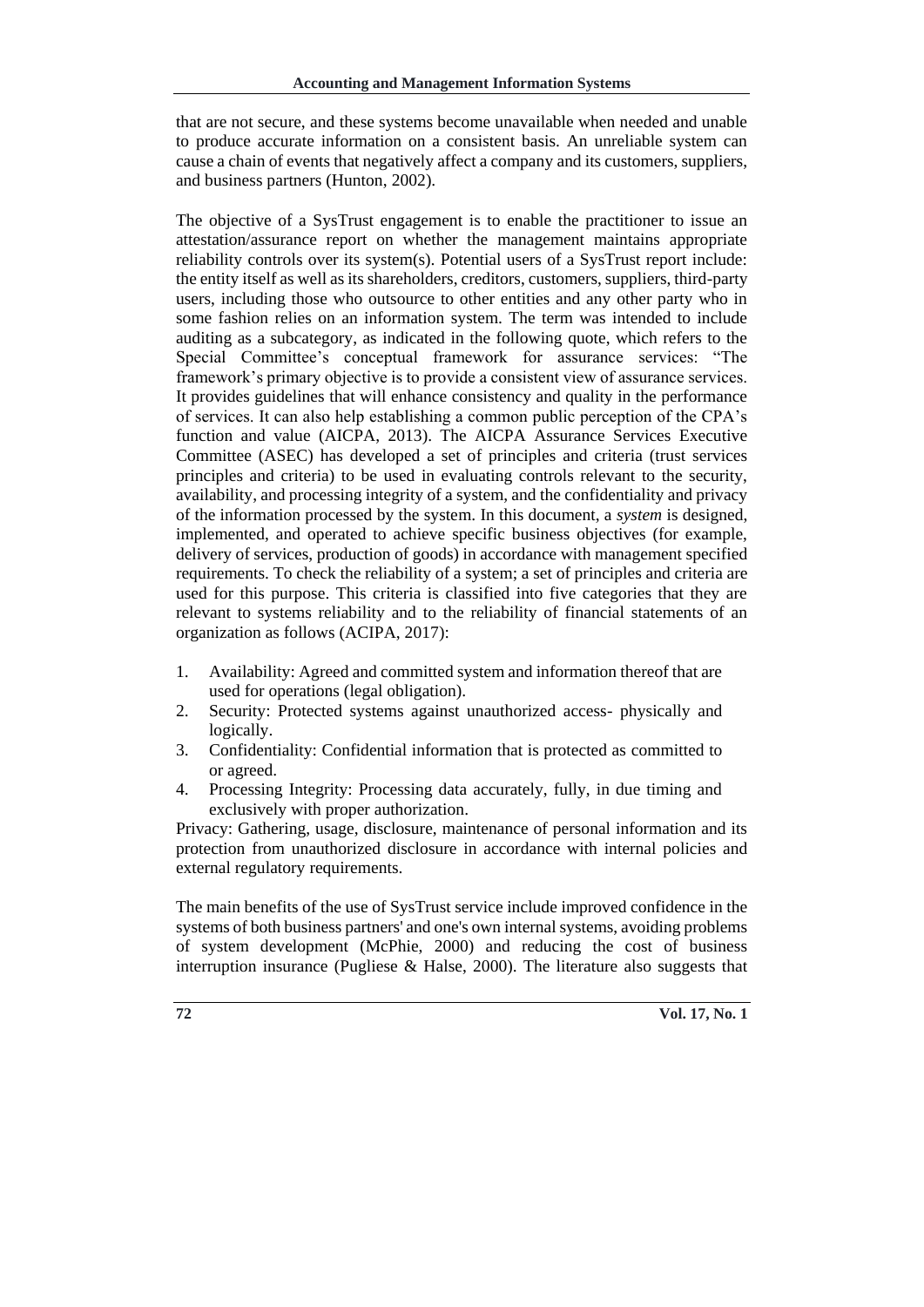that are not secure, and these systems become unavailable when needed and unable to produce accurate information on a consistent basis. An unreliable system can cause a chain of events that negatively affect a company and its customers, suppliers, and business partners (Hunton, 2002).

The objective of a SysTrust engagement is to enable the practitioner to issue an attestation/assurance report on whether the management maintains appropriate reliability controls over its system(s). Potential users of a SysTrust report include: the entity itself as well as its shareholders, creditors, customers, suppliers, third-party users, including those who outsource to other entities and any other party who in some fashion relies on an information system. The term was intended to include auditing as a subcategory, as indicated in the following quote, which refers to the Special Committee's conceptual framework for assurance services: "The framework's primary objective is to provide a consistent view of assurance services. It provides guidelines that will enhance consistency and quality in the performance of services. It can also help establishing a common public perception of the CPA's function and value (AICPA, 2013). The AICPA Assurance Services Executive Committee (ASEC) has developed a set of principles and criteria (trust services principles and criteria) to be used in evaluating controls relevant to the security, availability, and processing integrity of a system, and the confidentiality and privacy of the information processed by the system. In this document, a *system* is designed, implemented, and operated to achieve specific business objectives (for example, delivery of services, production of goods) in accordance with management specified requirements. To check the reliability of a system; a set of principles and criteria are used for this purpose. This criteria is classified into five categories that they are relevant to systems reliability and to the reliability of financial statements of an organization as follows (ACIPA, 2017):

1. Availability: Agreed and committed system and information thereof that are used for operations (legal obligation).
2. Security: Protected systems against unauthorized access- physically and logically.
3. Confidentiality: Confidential information that is protected as committed to or agreed.
4. Processing Integrity: Processing data accurately, fully, in due timing and exclusively with proper authorization.

Privacy: Gathering, usage, disclosure, maintenance of personal information and its protection from unauthorized disclosure in accordance with internal policies and external regulatory requirements.

The main benefits of the use of SysTrust service include improved confidence in the systems of both business partners' and one's own internal systems, avoiding problems of system development (McPhie, 2000) and reducing the cost of business interruption insurance (Pugliese & Halse, 2000). The literature also suggests that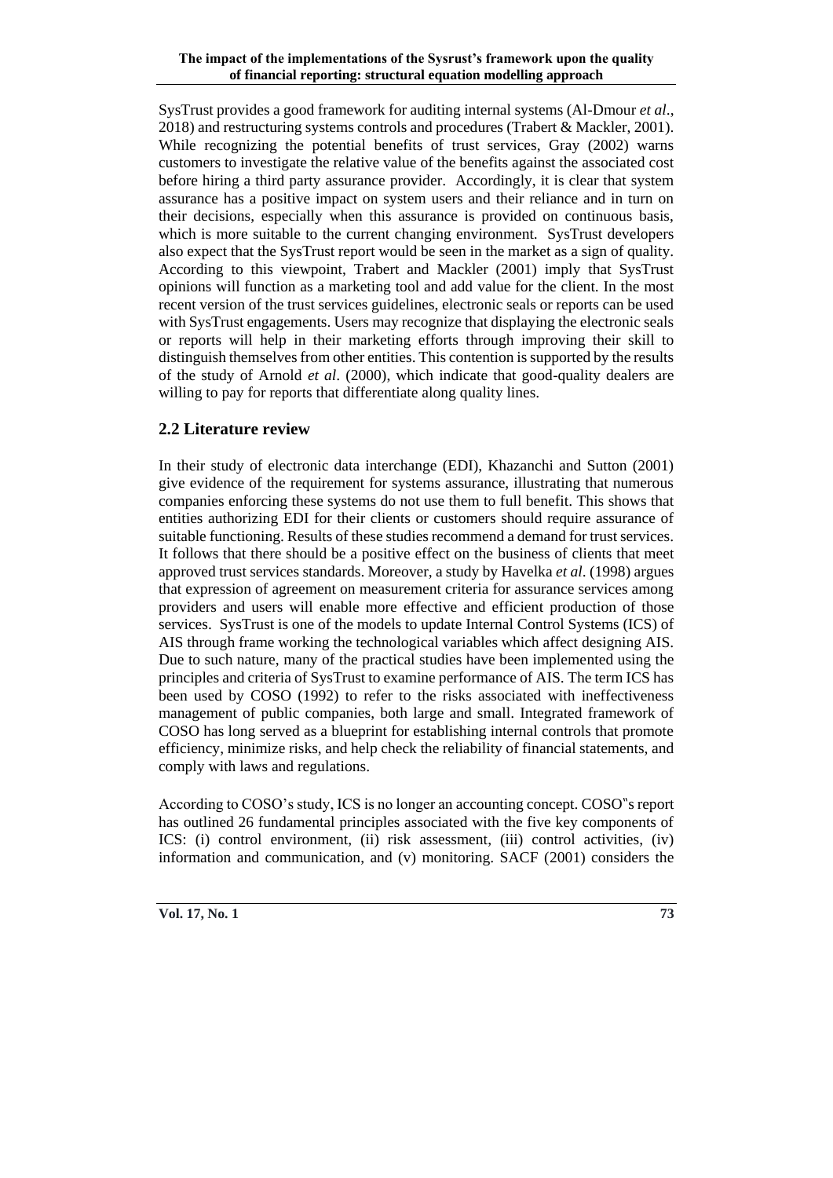SysTrust provides a good framework for auditing internal systems (Al-Dmour *et al*., 2018) and restructuring systems controls and procedures (Trabert & Mackler, 2001). While recognizing the potential benefits of trust services, Gray (2002) warns customers to investigate the relative value of the benefits against the associated cost before hiring a third party assurance provider. Accordingly, it is clear that system assurance has a positive impact on system users and their reliance and in turn on their decisions, especially when this assurance is provided on continuous basis, which is more suitable to the current changing environment. SysTrust developers also expect that the SysTrust report would be seen in the market as a sign of quality. According to this viewpoint, Trabert and Mackler (2001) imply that SysTrust opinions will function as a marketing tool and add value for the client. In the most recent version of the trust services guidelines, electronic seals or reports can be used with SysTrust engagements. Users may recognize that displaying the electronic seals or reports will help in their marketing efforts through improving their skill to distinguish themselves from other entities. This contention is supported by the results of the study of Arnold *et al*. (2000), which indicate that good-quality dealers are willing to pay for reports that differentiate along quality lines.

## 2.2 Literature review

In their study of electronic data interchange (EDI), Khazanchi and Sutton (2001) give evidence of the requirement for systems assurance, illustrating that numerous companies enforcing these systems do not use them to full benefit. This shows that entities authorizing EDI for their clients or customers should require assurance of suitable functioning. Results of these studies recommend a demand for trust services. It follows that there should be a positive effect on the business of clients that meet approved trust services standards. Moreover, a study by Havelka *et al*. (1998) argues that expression of agreement on measurement criteria for assurance services among providers and users will enable more effective and efficient production of those services. SysTrust is one of the models to update Internal Control Systems (ICS) of AIS through frame working the technological variables which affect designing AIS. Due to such nature, many of the practical studies have been implemented using the principles and criteria of SysTrust to examine performance of AIS. The term ICS has been used by COSO (1992) to refer to the risks associated with ineffectiveness management of public companies, both large and small. Integrated framework of COSO has long served as a blueprint for establishing internal controls that promote efficiency, minimize risks, and help check the reliability of financial statements, and comply with laws and regulations.

According to COSO's study, ICS is no longer an accounting concept. COSO"s report has outlined 26 fundamental principles associated with the five key components of ICS: (i) control environment, (ii) risk assessment, (iii) control activities, (iv) information and communication, and (v) monitoring. SACF (2001) considers the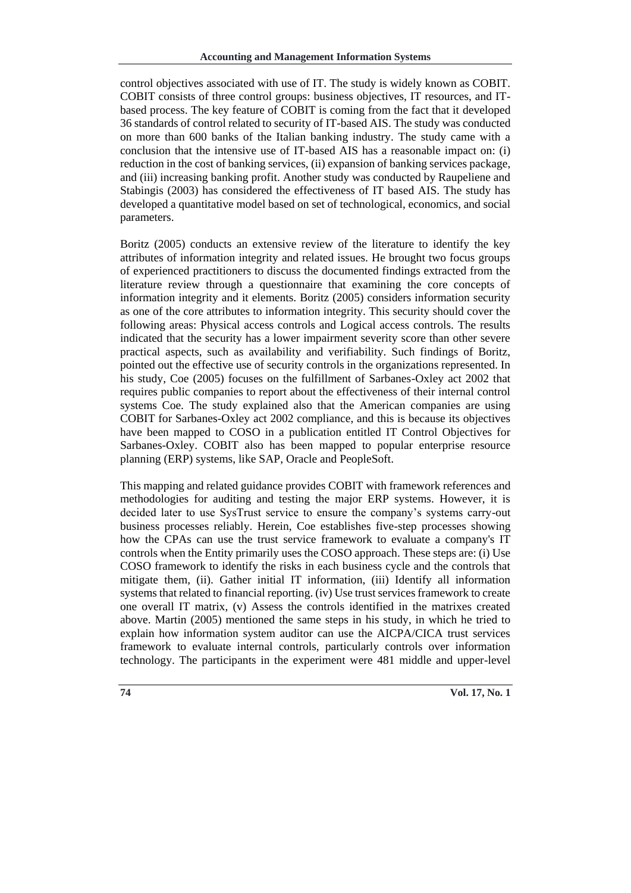control objectives associated with use of IT. The study is widely known as COBIT. COBIT consists of three control groups: business objectives, IT resources, and IT-based process. The key feature of COBIT is coming from the fact that it developed 36 standards of control related to security of IT-based AIS. The study was conducted on more than 600 banks of the Italian banking industry. The study came with a conclusion that the intensive use of IT-based AIS has a reasonable impact on: (i) reduction in the cost of banking services, (ii) expansion of banking services package, and (iii) increasing banking profit. Another study was conducted by Raupeliene and Stabingis (2003) has considered the effectiveness of IT based AIS. The study has developed a quantitative model based on set of technological, economics, and social parameters.

Boritz (2005) conducts an extensive review of the literature to identify the key attributes of information integrity and related issues. He brought two focus groups of experienced practitioners to discuss the documented findings extracted from the literature review through a questionnaire that examining the core concepts of information integrity and it elements. Boritz (2005) considers information security as one of the core attributes to information integrity. This security should cover the following areas: Physical access controls and Logical access controls. The results indicated that the security has a lower impairment severity score than other severe practical aspects, such as availability and verifiability. Such findings of Boritz, pointed out the effective use of security controls in the organizations represented. In his study, Coe (2005) focuses on the fulfillment of Sarbanes-Oxley act 2002 that requires public companies to report about the effectiveness of their internal control systems Coe. The study explained also that the American companies are using COBIT for Sarbanes-Oxley act 2002 compliance, and this is because its objectives have been mapped to COSO in a publication entitled IT Control Objectives for Sarbanes-Oxley. COBIT also has been mapped to popular enterprise resource planning (ERP) systems, like SAP, Oracle and PeopleSoft.

This mapping and related guidance provides COBIT with framework references and methodologies for auditing and testing the major ERP systems. However, it is decided later to use SysTrust service to ensure the company's systems carry-out business processes reliably. Herein, Coe establishes five-step processes showing how the CPAs can use the trust service framework to evaluate a company's IT controls when the Entity primarily uses the COSO approach. These steps are: (i) Use COSO framework to identify the risks in each business cycle and the controls that mitigate them, (ii). Gather initial IT information, (iii) Identify all information systems that related to financial reporting. (iv) Use trust services framework to create one overall IT matrix, (v) Assess the controls identified in the matrixes created above. Martin (2005) mentioned the same steps in his study, in which he tried to explain how information system auditor can use the AICPA/CICA trust services framework to evaluate internal controls, particularly controls over information technology. The participants in the experiment were 481 middle and upper-level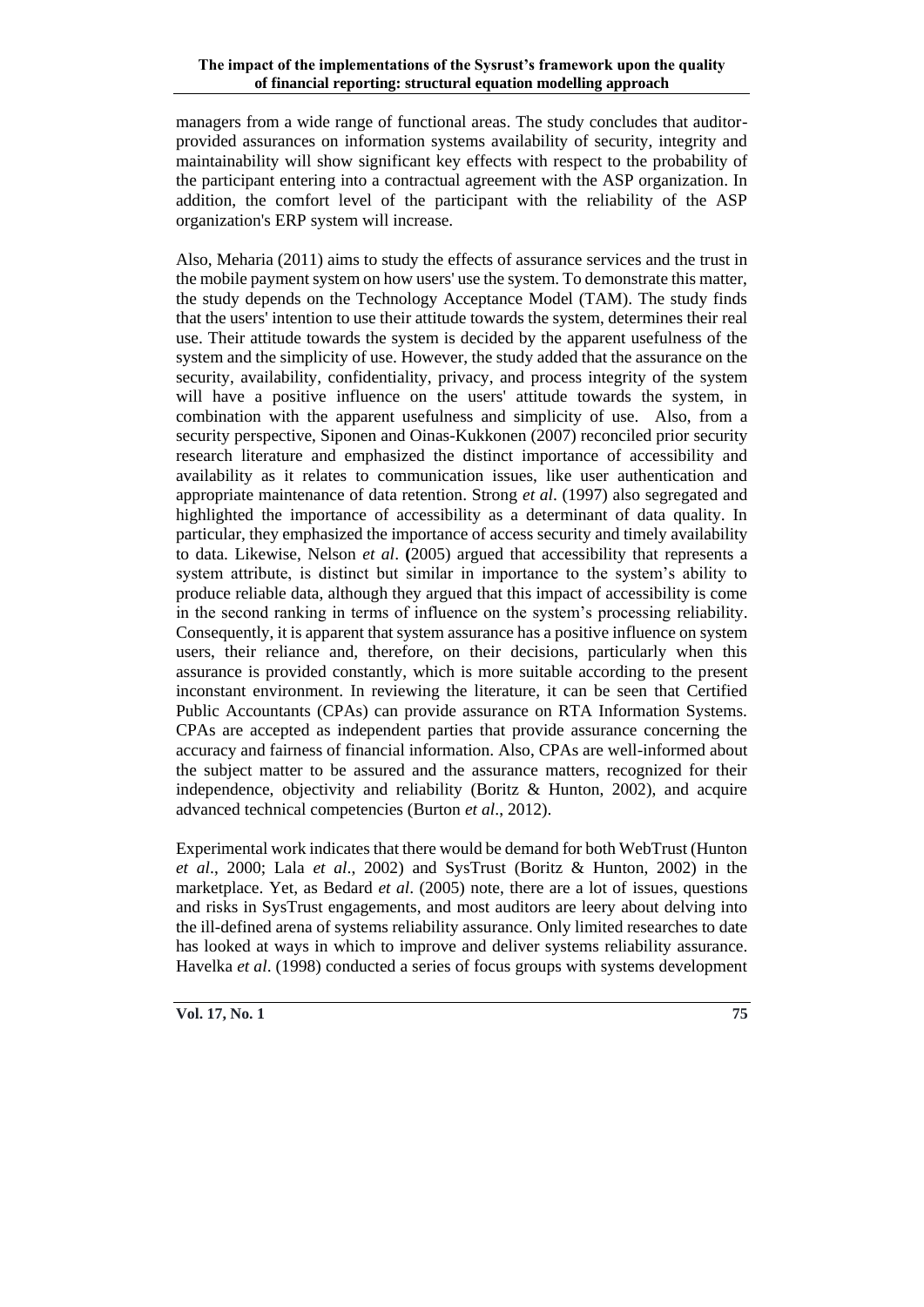managers from a wide range of functional areas. The study concludes that auditor-provided assurances on information systems availability of security, integrity and maintainability will show significant key effects with respect to the probability of the participant entering into a contractual agreement with the ASP organization. In addition, the comfort level of the participant with the reliability of the ASP organization's ERP system will increase.

Also, Meharia (2011) aims to study the effects of assurance services and the trust in the mobile payment system on how users' use the system. To demonstrate this matter, the study depends on the Technology Acceptance Model (TAM). The study finds that the users' intention to use their attitude towards the system, determines their real use. Their attitude towards the system is decided by the apparent usefulness of the system and the simplicity of use. However, the study added that the assurance on the security, availability, confidentiality, privacy, and process integrity of the system will have a positive influence on the users' attitude towards the system, in combination with the apparent usefulness and simplicity of use. Also, from a security perspective, Siponen and Oinas-Kukkonen (2007) reconciled prior security research literature and emphasized the distinct importance of accessibility and availability as it relates to communication issues, like user authentication and appropriate maintenance of data retention. Strong *et al*. (1997) also segregated and highlighted the importance of accessibility as a determinant of data quality. In particular, they emphasized the importance of access security and timely availability to data. Likewise, Nelson *et al*. **(**2005) argued that accessibility that represents a system attribute, is distinct but similar in importance to the system's ability to produce reliable data, although they argued that this impact of accessibility is come in the second ranking in terms of influence on the system's processing reliability. Consequently, it is apparent that system assurance has a positive influence on system users, their reliance and, therefore, on their decisions, particularly when this assurance is provided constantly, which is more suitable according to the present inconstant environment. In reviewing the literature, it can be seen that Certified Public Accountants (CPAs) can provide assurance on RTA Information Systems. CPAs are accepted as independent parties that provide assurance concerning the accuracy and fairness of financial information. Also, CPAs are well-informed about the subject matter to be assured and the assurance matters, recognized for their independence, objectivity and reliability (Boritz & Hunton, 2002), and acquire advanced technical competencies (Burton *et al*., 2012).

Experimental work indicates that there would be demand for both WebTrust (Hunton *et al*., 2000; Lala *et al*., 2002) and SysTrust (Boritz & Hunton, 2002) in the marketplace. Yet, as Bedard *et al*. (2005) note, there are a lot of issues, questions and risks in SysTrust engagements, and most auditors are leery about delving into the ill-defined arena of systems reliability assurance. Only limited researches to date has looked at ways in which to improve and deliver systems reliability assurance. Havelka *et al*. (1998) conducted a series of focus groups with systems development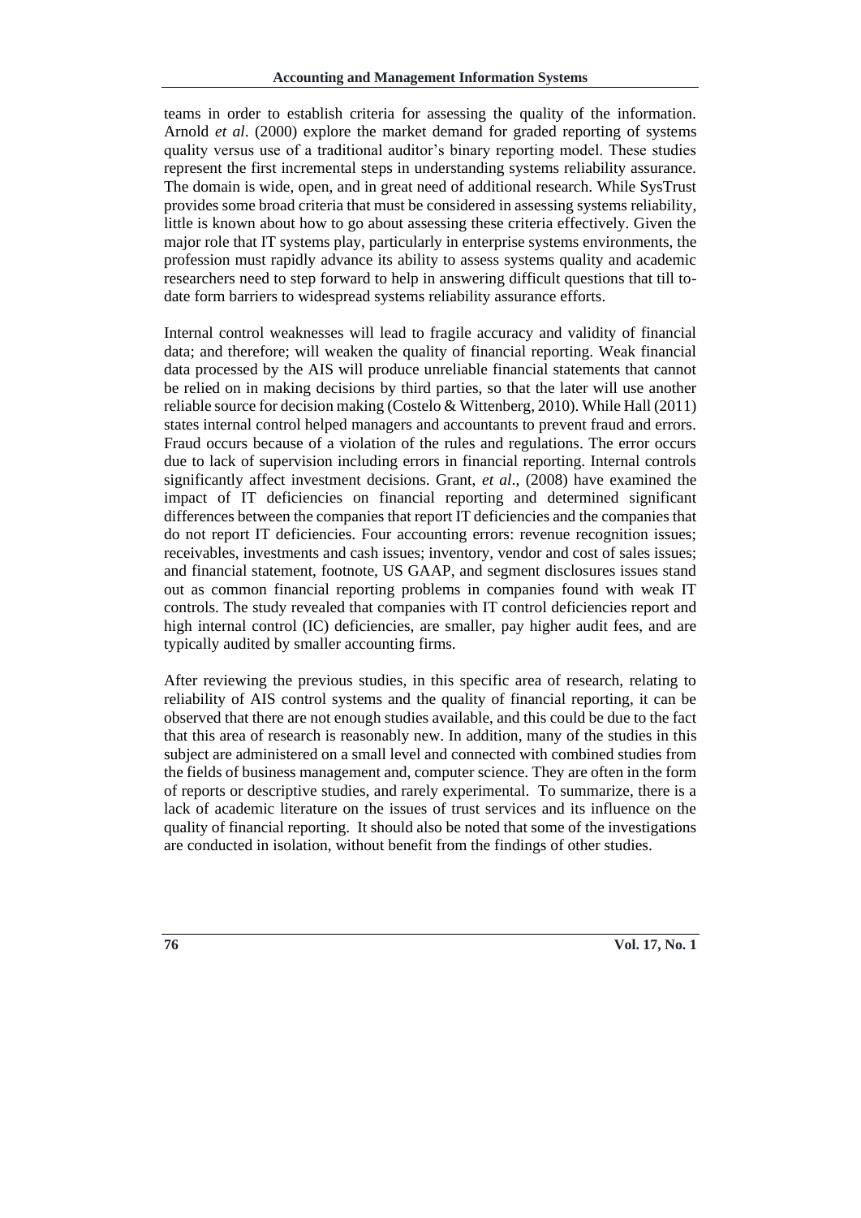teams in order to establish criteria for assessing the quality of the information. Arnold *et al*. (2000) explore the market demand for graded reporting of systems quality versus use of a traditional auditor's binary reporting model. These studies represent the first incremental steps in understanding systems reliability assurance. The domain is wide, open, and in great need of additional research. While SysTrust provides some broad criteria that must be considered in assessing systems reliability, little is known about how to go about assessing these criteria effectively. Given the major role that IT systems play, particularly in enterprise systems environments, the profession must rapidly advance its ability to assess systems quality and academic researchers need to step forward to help in answering difficult questions that till to-date form barriers to widespread systems reliability assurance efforts.

Internal control weaknesses will lead to fragile accuracy and validity of financial data; and therefore; will weaken the quality of financial reporting. Weak financial data processed by the AIS will produce unreliable financial statements that cannot be relied on in making decisions by third parties, so that the later will use another reliable source for decision making (Costelo & Wittenberg, 2010). While Hall (2011) states internal control helped managers and accountants to prevent fraud and errors. Fraud occurs because of a violation of the rules and regulations. The error occurs due to lack of supervision including errors in financial reporting. Internal controls significantly affect investment decisions. Grant, *et al*., (2008) have examined the impact of IT deficiencies on financial reporting and determined significant differences between the companies that report IT deficiencies and the companies that do not report IT deficiencies. Four accounting errors: revenue recognition issues; receivables, investments and cash issues; inventory, vendor and cost of sales issues; and financial statement, footnote, US GAAP, and segment disclosures issues stand out as common financial reporting problems in companies found with weak IT controls. The study revealed that companies with IT control deficiencies report and high internal control (IC) deficiencies, are smaller, pay higher audit fees, and are typically audited by smaller accounting firms.

After reviewing the previous studies, in this specific area of research, relating to reliability of AIS control systems and the quality of financial reporting, it can be observed that there are not enough studies available, and this could be due to the fact that this area of research is reasonably new. In addition, many of the studies in this subject are administered on a small level and connected with combined studies from the fields of business management and, computer science. They are often in the form of reports or descriptive studies, and rarely experimental. To summarize, there is a lack of academic literature on the issues of trust services and its influence on the quality of financial reporting. It should also be noted that some of the investigations are conducted in isolation, without benefit from the findings of other studies.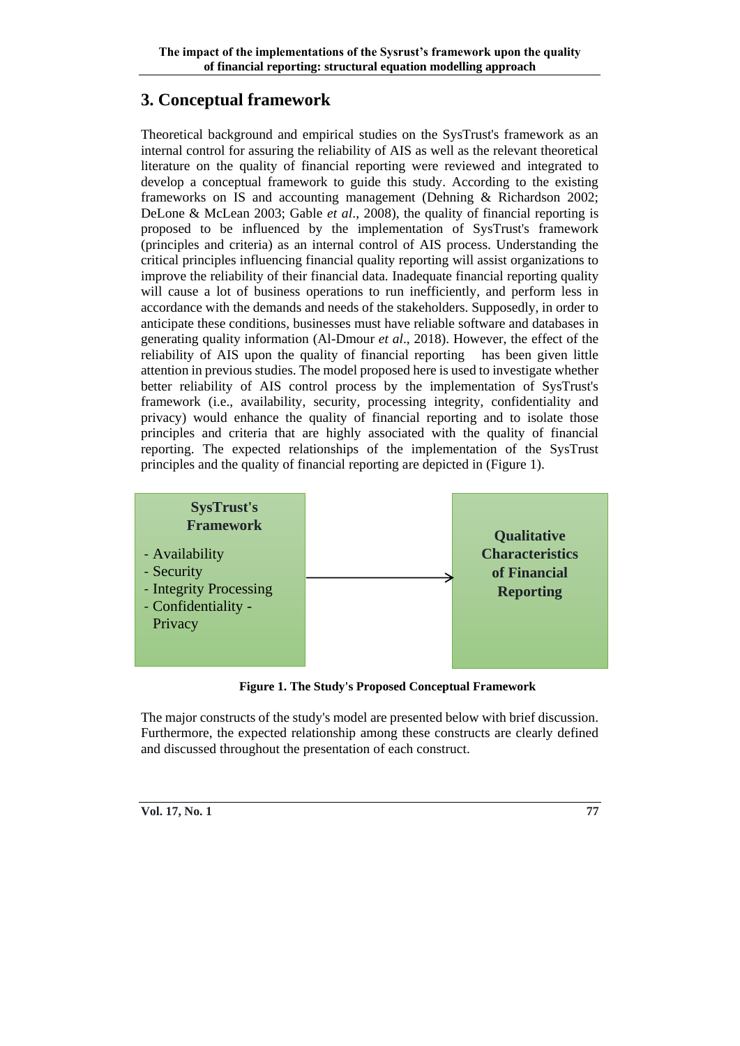## 3. Conceptual framework

Theoretical background and empirical studies on the SysTrust's framework as an internal control for assuring the reliability of AIS as well as the relevant theoretical literature on the quality of financial reporting were reviewed and integrated to develop a conceptual framework to guide this study. According to the existing frameworks on IS and accounting management (Dehning & Richardson 2002; DeLone & McLean 2003; Gable *et al*., 2008), the quality of financial reporting is proposed to be influenced by the implementation of SysTrust's framework (principles and criteria) as an internal control of AIS process. Understanding the critical principles influencing financial quality reporting will assist organizations to improve the reliability of their financial data. Inadequate financial reporting quality will cause a lot of business operations to run inefficiently, and perform less in accordance with the demands and needs of the stakeholders. Supposedly, in order to anticipate these conditions, businesses must have reliable software and databases in generating quality information (Al-Dmour *et al*., 2018). However, the effect of the reliability of AIS upon the quality of financial reporting has been given little attention in previous studies. The model proposed here is used to investigate whether better reliability of AIS control process by the implementation of SysTrust's framework (i.e., availability, security, processing integrity, confidentiality and privacy) would enhance the quality of financial reporting and to isolate those principles and criteria that are highly associated with the quality of financial reporting. The expected relationships of the implementation of the SysTrust principles and the quality of financial reporting are depicted in (Figure 1).

**SysTrust's Framework**

- Availability
- Security
- Integrity Processing
- Confidentiality - Privacy

→ **Qualitative Characteristics of Financial Reporting**

**Figure 1. The Study's Proposed Conceptual Framework**

The major constructs of the study's model are presented below with brief discussion. Furthermore, the expected relationship among these constructs are clearly defined and discussed throughout the presentation of each construct.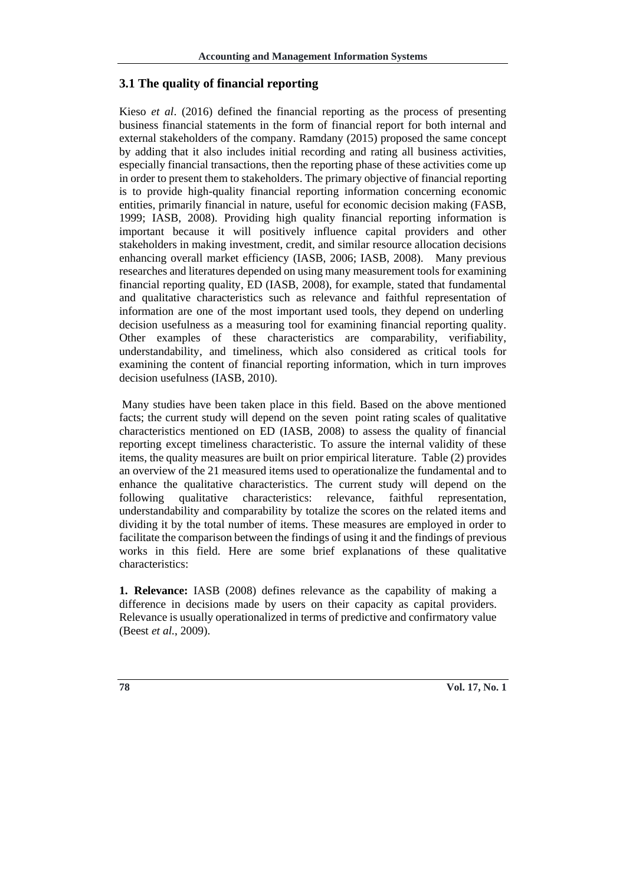### 3.1 The quality of financial reporting

Kieso *et al*. (2016) defined the financial reporting as the process of presenting business financial statements in the form of financial report for both internal and external stakeholders of the company. Ramdany (2015) proposed the same concept by adding that it also includes initial recording and rating all business activities, especially financial transactions, then the reporting phase of these activities come up in order to present them to stakeholders. The primary objective of financial reporting is to provide high-quality financial reporting information concerning economic entities, primarily financial in nature, useful for economic decision making (FASB, 1999; IASB, 2008). Providing high quality financial reporting information is important because it will positively influence capital providers and other stakeholders in making investment, credit, and similar resource allocation decisions enhancing overall market efficiency (IASB, 2006; IASB, 2008). Many previous researches and literatures depended on using many measurement tools for examining financial reporting quality, ED (IASB, 2008), for example, stated that fundamental and qualitative characteristics such as relevance and faithful representation of information are one of the most important used tools, they depend on underling decision usefulness as a measuring tool for examining financial reporting quality. Other examples of these characteristics are comparability, verifiability, understandability, and timeliness, which also considered as critical tools for examining the content of financial reporting information, which in turn improves decision usefulness (IASB, 2010).

Many studies have been taken place in this field. Based on the above mentioned facts; the current study will depend on the seven point rating scales of qualitative characteristics mentioned on ED (IASB, 2008) to assess the quality of financial reporting except timeliness characteristic. To assure the internal validity of these items, the quality measures are built on prior empirical literature. Table (2) provides an overview of the 21 measured items used to operationalize the fundamental and to enhance the qualitative characteristics. The current study will depend on the following qualitative characteristics: relevance, faithful representation, understandability and comparability by totalize the scores on the related items and dividing it by the total number of items. These measures are employed in order to facilitate the comparison between the findings of using it and the findings of previous works in this field. Here are some brief explanations of these qualitative characteristics:

**1. Relevance:** IASB (2008) defines relevance as the capability of making a difference in decisions made by users on their capacity as capital providers. Relevance is usually operationalized in terms of predictive and confirmatory value (Beest *et al.*, 2009).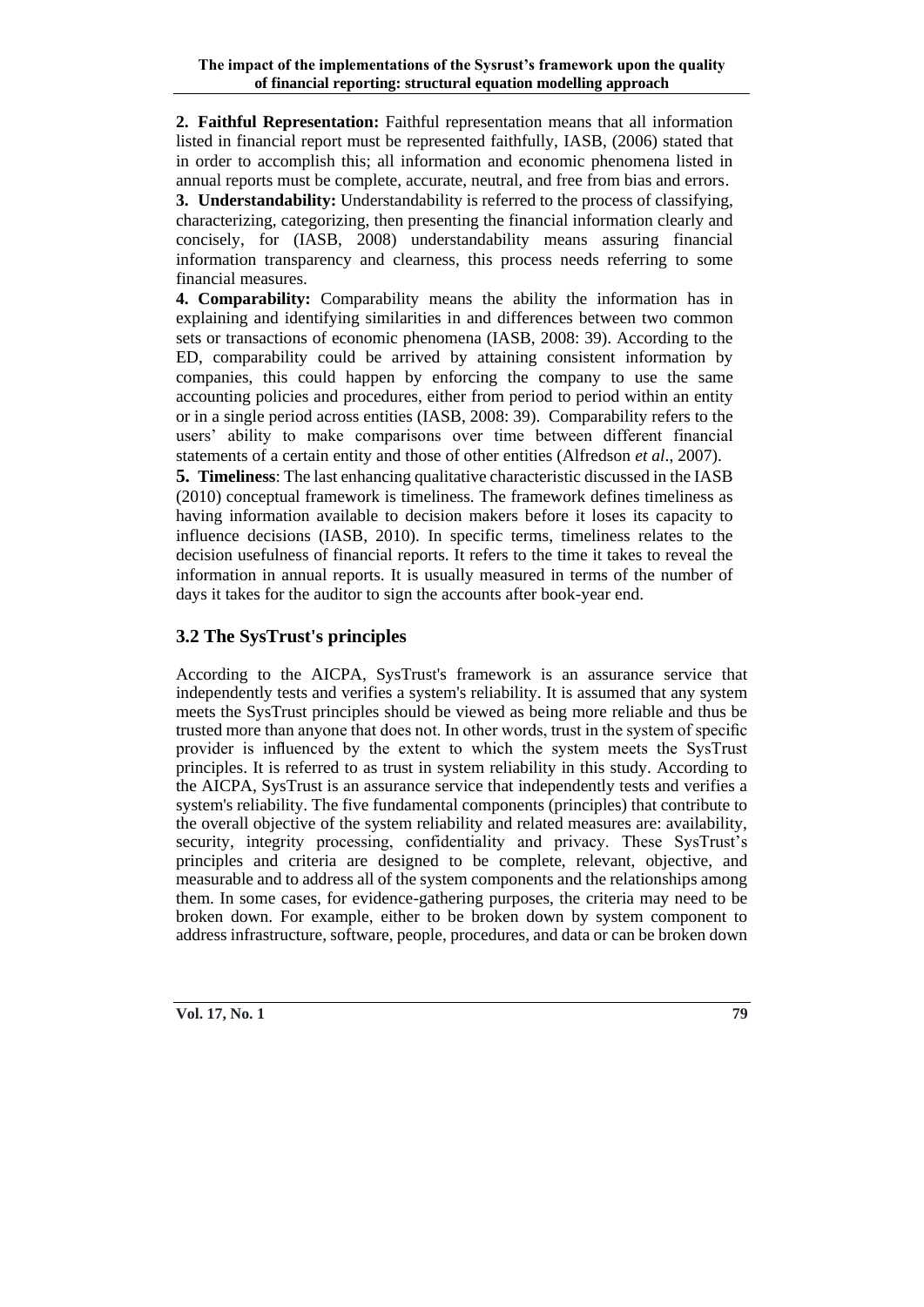**2. Faithful Representation:** Faithful representation means that all information listed in financial report must be represented faithfully, IASB, (2006) stated that in order to accomplish this; all information and economic phenomena listed in annual reports must be complete, accurate, neutral, and free from bias and errors.

**3. Understandability:** Understandability is referred to the process of classifying, characterizing, categorizing, then presenting the financial information clearly and concisely, for (IASB, 2008) understandability means assuring financial information transparency and clearness, this process needs referring to some financial measures.

**4. Comparability:** Comparability means the ability the information has in explaining and identifying similarities in and differences between two common sets or transactions of economic phenomena (IASB, 2008: 39). According to the ED, comparability could be arrived by attaining consistent information by companies, this could happen by enforcing the company to use the same accounting policies and procedures, either from period to period within an entity or in a single period across entities (IASB, 2008: 39). Comparability refers to the users' ability to make comparisons over time between different financial statements of a certain entity and those of other entities (Alfredson *et al.,* 2007).

**5. Timeliness**: The last enhancing qualitative characteristic discussed in the IASB (2010) conceptual framework is timeliness. The framework defines timeliness as having information available to decision makers before it loses its capacity to influence decisions (IASB, 2010). In specific terms, timeliness relates to the decision usefulness of financial reports. It refers to the time it takes to reveal the information in annual reports. It is usually measured in terms of the number of days it takes for the auditor to sign the accounts after book-year end.

## 3.2 The SysTrust's principles

According to the AICPA, SysTrust's framework is an assurance service that independently tests and verifies a system's reliability. It is assumed that any system meets the SysTrust principles should be viewed as being more reliable and thus be trusted more than anyone that does not. In other words, trust in the system of specific provider is influenced by the extent to which the system meets the SysTrust principles. It is referred to as trust in system reliability in this study. According to the AICPA, SysTrust is an assurance service that independently tests and verifies a system's reliability. The five fundamental components (principles) that contribute to the overall objective of the system reliability and related measures are: availability, security, integrity processing, confidentiality and privacy. These SysTrust's principles and criteria are designed to be complete, relevant, objective, and measurable and to address all of the system components and the relationships among them. In some cases, for evidence-gathering purposes, the criteria may need to be broken down. For example, either to be broken down by system component to address infrastructure, software, people, procedures, and data or can be broken down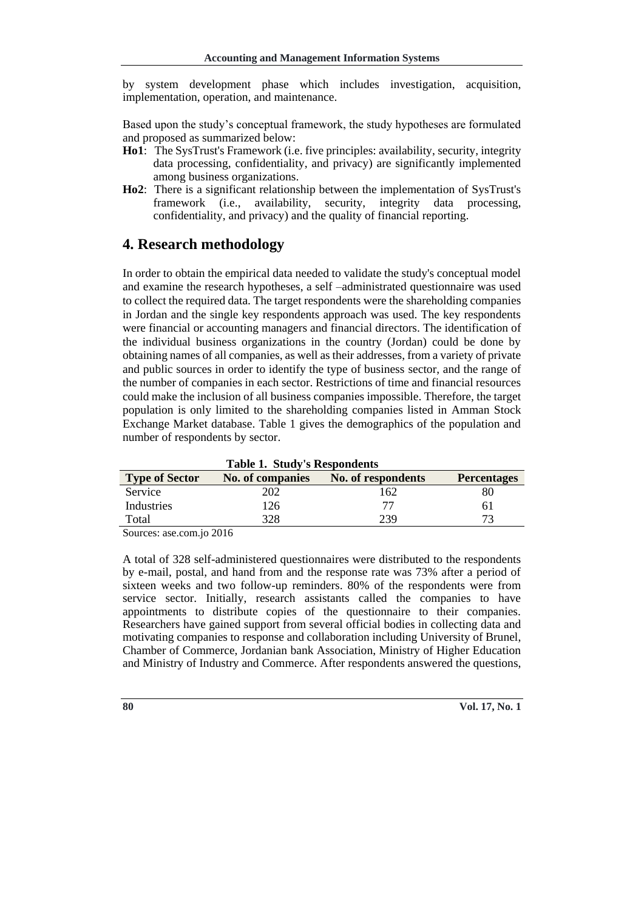by system development phase which includes investigation, acquisition, implementation, operation, and maintenance.

Based upon the study's conceptual framework, the study hypotheses are formulated and proposed as summarized below:

- **Ho1**: The SysTrust's Framework (i.e. five principles: availability, security, integrity data processing, confidentiality, and privacy) are significantly implemented among business organizations.
- **Ho2**: There is a significant relationship between the implementation of SysTrust's framework (i.e., availability, security, integrity data processing, confidentiality, and privacy) and the quality of financial reporting.

## 4. Research methodology

In order to obtain the empirical data needed to validate the study's conceptual model and examine the research hypotheses, a self –administrated questionnaire was used to collect the required data. The target respondents were the shareholding companies in Jordan and the single key respondents approach was used. The key respondents were financial or accounting managers and financial directors. The identification of the individual business organizations in the country (Jordan) could be done by obtaining names of all companies, as well as their addresses, from a variety of private and public sources in order to identify the type of business sector, and the range of the number of companies in each sector. Restrictions of time and financial resources could make the inclusion of all business companies impossible. Therefore, the target population is only limited to the shareholding companies listed in Amman Stock Exchange Market database. Table 1 gives the demographics of the population and number of respondents by sector.

**Table 1. Study's Respondents**

| Type of Sector | No. of companies | No. of respondents | Percentages |
|---|---|---|---|
| Service | 202 | 162 | 80 |
| Industries | 126 | 77 | 61 |
| Total | 328 | 239 | 73 |

Sources: ase.com.jo 2016

A total of 328 self-administered questionnaires were distributed to the respondents by e-mail, postal, and hand from and the response rate was 73% after a period of sixteen weeks and two follow-up reminders. 80% of the respondents were from service sector. Initially, research assistants called the companies to have appointments to distribute copies of the questionnaire to their companies. Researchers have gained support from several official bodies in collecting data and motivating companies to response and collaboration including University of Brunel, Chamber of Commerce, Jordanian bank Association, Ministry of Higher Education and Ministry of Industry and Commerce. After respondents answered the questions,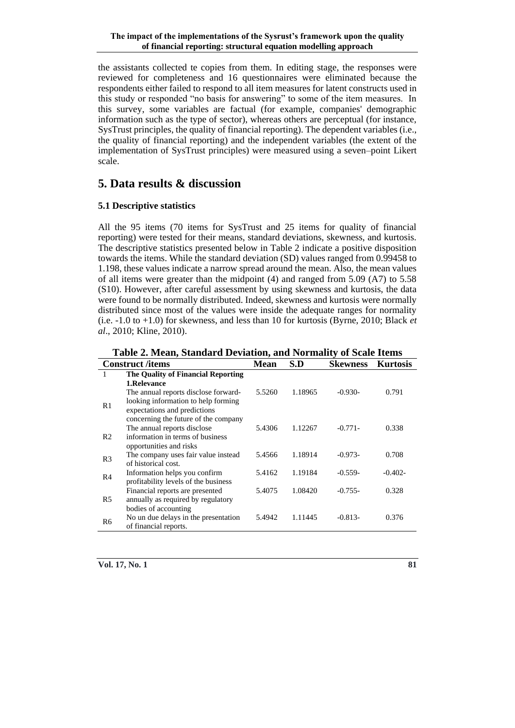the assistants collected te copies from them. In editing stage, the responses were reviewed for completeness and 16 questionnaires were eliminated because the respondents either failed to respond to all item measures for latent constructs used in this study or responded "no basis for answering" to some of the item measures. In this survey, some variables are factual (for example, companies' demographic information such as the type of sector), whereas others are perceptual (for instance, SysTrust principles, the quality of financial reporting). The dependent variables (i.e., the quality of financial reporting) and the independent variables (the extent of the implementation of SysTrust principles) were measured using a seven–point Likert scale.

# 5. Data results & discussion

### 5.1 Descriptive statistics

All the 95 items (70 items for SysTrust and 25 items for quality of financial reporting) were tested for their means, standard deviations, skewness, and kurtosis. The descriptive statistics presented below in Table 2 indicate a positive disposition towards the items. While the standard deviation (SD) values ranged from 0.99458 to 1.198, these values indicate a narrow spread around the mean. Also, the mean values of all items were greater than the midpoint (4) and ranged from 5.09 (A7) to 5.58 (S10). However, after careful assessment by using skewness and kurtosis, the data were found to be normally distributed. Indeed, skewness and kurtosis were normally distributed since most of the values were inside the adequate ranges for normality (i.e. -1.0 to +1.0) for skewness, and less than 10 for kurtosis (Byrne, 2010; Black *et al*., 2010; Kline, 2010).

**Table 2. Mean, Standard Deviation, and Normality of Scale Items**

| Construct /items | | Mean | S.D | Skewness | Kurtosis |
|---|---|---|---|---|---|
| 1 | **The Quality of Financial Reporting** | | | | |
| | **1.Relevance** | | | | |
| R1 | The annual reports disclose forward-looking information to help forming expectations and predictions concerning the future of the company | 5.5260 | 1.18965 | -0.930- | 0.791 |
| R2 | The annual reports disclose information in terms of business opportunities and risks | 5.4306 | 1.12267 | -0.771- | 0.338 |
| R3 | The company uses fair value instead of historical cost. | 5.4566 | 1.18914 | -0.973- | 0.708 |
| R4 | Information helps you confirm profitability levels of the business | 5.4162 | 1.19184 | -0.559- | -0.402- |
| R5 | Financial reports are presented annually as required by regulatory bodies of accounting | 5.4075 | 1.08420 | -0.755- | 0.328 |
| R6 | No un due delays in the presentation of financial reports. | 5.4942 | 1.11445 | -0.813- | 0.376 |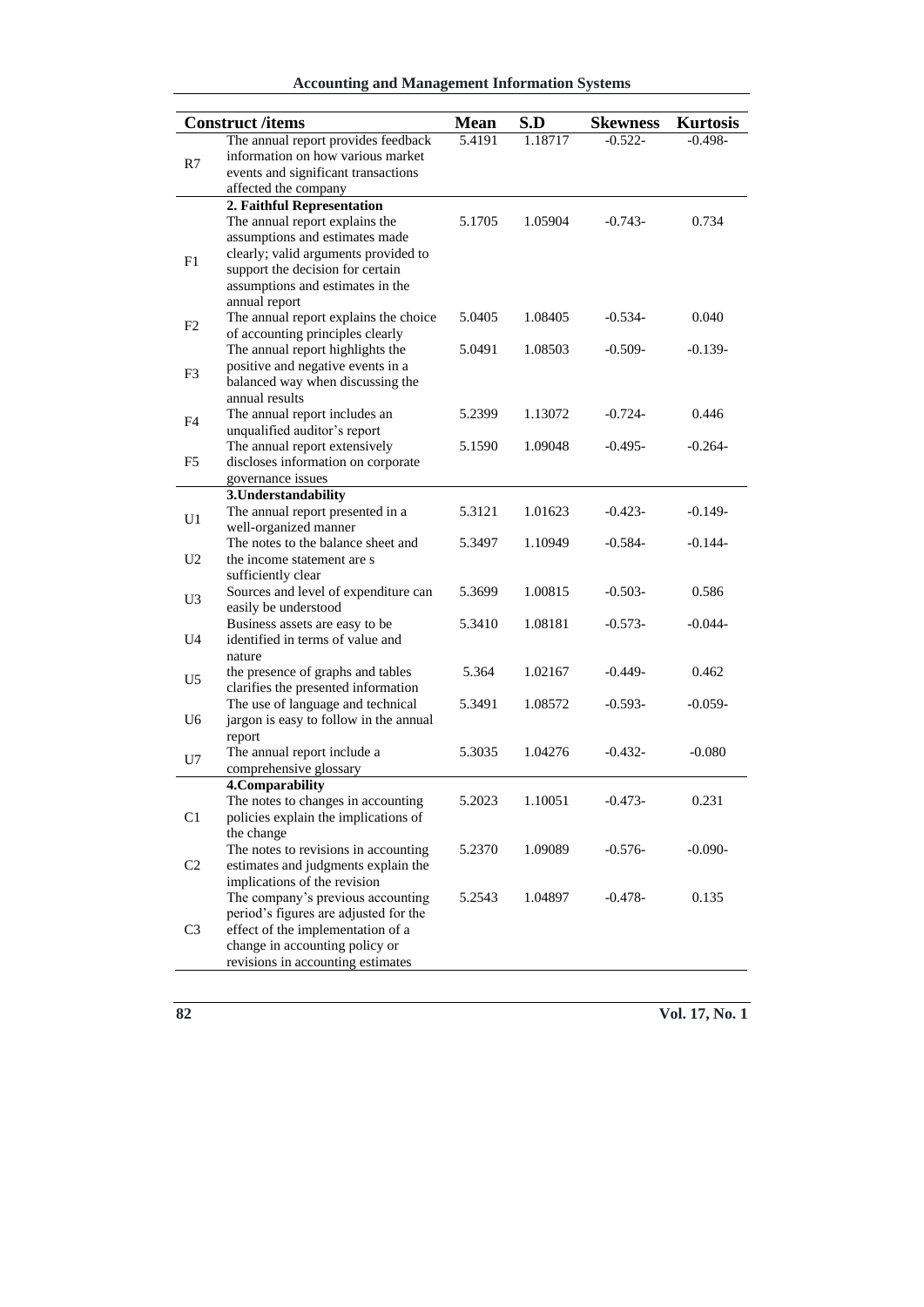| Construct /items | | Mean | S.D | Skewness | Kurtosis |
|---|---|---|---|---|---|
| R7 | The annual report provides feedback information on how various market events and significant transactions affected the company | 5.4191 | 1.18717 | -0.522- | -0.498- |
| | **2. Faithful Representation** | | | | |
| F1 | The annual report explains the assumptions and estimates made clearly; valid arguments provided to support the decision for certain assumptions and estimates in the annual report | 5.1705 | 1.05904 | -0.743- | 0.734 |
| F2 | The annual report explains the choice of accounting principles clearly | 5.0405 | 1.08405 | -0.534- | 0.040 |
| F3 | The annual report highlights the positive and negative events in a balanced way when discussing the annual results | 5.0491 | 1.08503 | -0.509- | -0.139- |
| F4 | The annual report includes an unqualified auditor's report | 5.2399 | 1.13072 | -0.724- | 0.446 |
| F5 | The annual report extensively discloses information on corporate governance issues | 5.1590 | 1.09048 | -0.495- | -0.264- |
| | **3.Understandability** | | | | |
| U1 | The annual report presented in a well-organized manner | 5.3121 | 1.01623 | -0.423- | -0.149- |
| U2 | The notes to the balance sheet and the income statement are s sufficiently clear | 5.3497 | 1.10949 | -0.584- | -0.144- |
| U3 | Sources and level of expenditure can easily be understood | 5.3699 | 1.00815 | -0.503- | 0.586 |
| U4 | Business assets are easy to be identified in terms of value and nature | 5.3410 | 1.08181 | -0.573- | -0.044- |
| U5 | the presence of graphs and tables clarifies the presented information | 5.364 | 1.02167 | -0.449- | 0.462 |
| U6 | The use of language and technical jargon is easy to follow in the annual report | 5.3491 | 1.08572 | -0.593- | -0.059- |
| U7 | The annual report include a comprehensive glossary | 5.3035 | 1.04276 | -0.432- | -0.080 |
| | **4.Comparability** | | | | |
| C1 | The notes to changes in accounting policies explain the implications of the change | 5.2023 | 1.10051 | -0.473- | 0.231 |
| C2 | The notes to revisions in accounting estimates and judgments explain the implications of the revision | 5.2370 | 1.09089 | -0.576- | -0.090- |
| C3 | The company's previous accounting period's figures are adjusted for the effect of the implementation of a change in accounting policy or revisions in accounting estimates | 5.2543 | 1.04897 | -0.478- | 0.135 |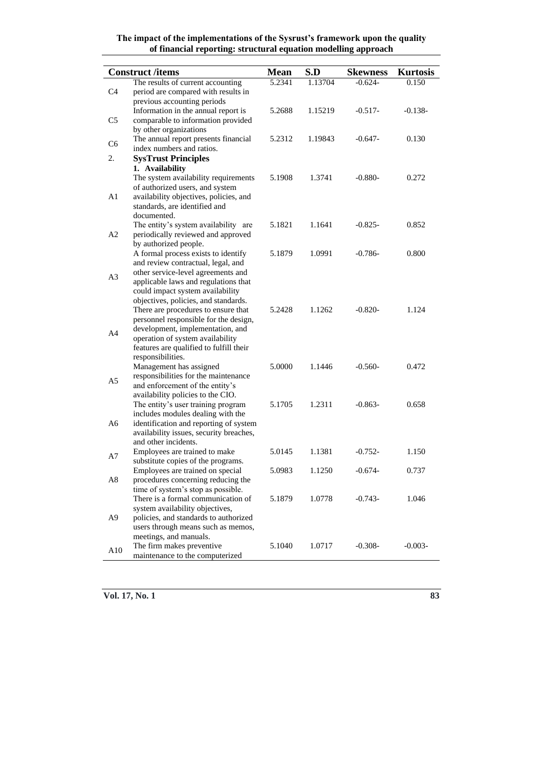| Construct /items | | Mean | S.D | Skewness | Kurtosis |
|---|---|---|---|---|---|
| C4 | The results of current accounting period are compared with results in previous accounting periods | 5.2341 | 1.13704 | -0.624- | 0.150 |
| C5 | Information in the annual report is comparable to information provided by other organizations | 5.2688 | 1.15219 | -0.517- | -0.138- |
| C6 | The annual report presents financial index numbers and ratios. | 5.2312 | 1.19843 | -0.647- | 0.130 |
| 2. | **SysTrust Principles** | | | | |
| | **1. Availability** | | | | |
| A1 | The system availability requirements of authorized users, and system availability objectives, policies, and standards, are identified and documented. | 5.1908 | 1.3741 | -0.880- | 0.272 |
| A2 | The entity's system availability are periodically reviewed and approved by authorized people. | 5.1821 | 1.1641 | -0.825- | 0.852 |
| A3 | A formal process exists to identify and review contractual, legal, and other service-level agreements and applicable laws and regulations that could impact system availability objectives, policies, and standards. | 5.1879 | 1.0991 | -0.786- | 0.800 |
| A4 | There are procedures to ensure that personnel responsible for the design, development, implementation, and operation of system availability features are qualified to fulfill their responsibilities. | 5.2428 | 1.1262 | -0.820- | 1.124 |
| A5 | Management has assigned responsibilities for the maintenance and enforcement of the entity's availability policies to the CIO. | 5.0000 | 1.1446 | -0.560- | 0.472 |
| A6 | The entity's user training program includes modules dealing with the identification and reporting of system availability issues, security breaches, and other incidents. | 5.1705 | 1.2311 | -0.863- | 0.658 |
| A7 | Employees are trained to make substitute copies of the programs. | 5.0145 | 1.1381 | -0.752- | 1.150 |
| A8 | Employees are trained on special procedures concerning reducing the time of system's stop as possible. | 5.0983 | 1.1250 | -0.674- | 0.737 |
| A9 | There is a formal communication of system availability objectives, policies, and standards to authorized users through means such as memos, meetings, and manuals. | 5.1879 | 1.0778 | -0.743- | 1.046 |
| A10 | The firm makes preventive maintenance to the computerized | 5.1040 | 1.0717 | -0.308- | -0.003- |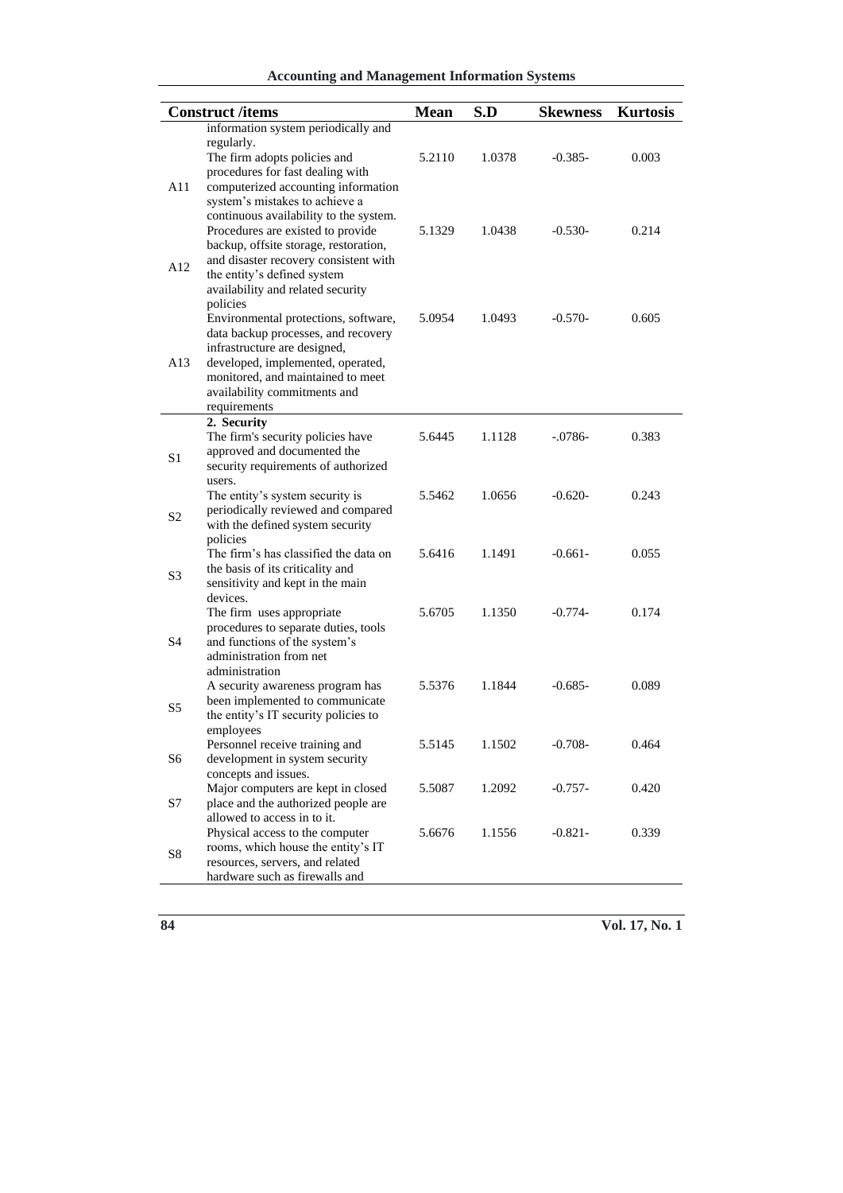| | Construct /items | Mean | S.D | Skewness | Kurtosis |
|---|---|---|---|---|---|
| | information system periodically and regularly. | | | | |
| A11 | The firm adopts policies and procedures for fast dealing with computerized accounting information system's mistakes to achieve a continuous availability to the system. | 5.2110 | 1.0378 | -0.385- | 0.003 |
| A12 | Procedures are existed to provide backup, offsite storage, restoration, and disaster recovery consistent with the entity's defined system availability and related security policies | 5.1329 | 1.0438 | -0.530- | 0.214 |
| A13 | Environmental protections, software, data backup processes, and recovery infrastructure are designed, developed, implemented, operated, monitored, and maintained to meet availability commitments and requirements | 5.0954 | 1.0493 | -0.570- | 0.605 |
| | **2. Security** | | | | |
| S1 | The firm's security policies have approved and documented the security requirements of authorized users. | 5.6445 | 1.1128 | -.0786- | 0.383 |
| S2 | The entity's system security is periodically reviewed and compared with the defined system security policies | 5.5462 | 1.0656 | -0.620- | 0.243 |
| S3 | The firm's has classified the data on the basis of its criticality and sensitivity and kept in the main devices. | 5.6416 | 1.1491 | -0.661- | 0.055 |
| S4 | The firm uses appropriate procedures to separate duties, tools and functions of the system's administration from net administration | 5.6705 | 1.1350 | -0.774- | 0.174 |
| S5 | A security awareness program has been implemented to communicate the entity's IT security policies to employees | 5.5376 | 1.1844 | -0.685- | 0.089 |
| S6 | Personnel receive training and development in system security concepts and issues. | 5.5145 | 1.1502 | -0.708- | 0.464 |
| S7 | Major computers are kept in closed place and the authorized people are allowed to access in to it. | 5.5087 | 1.2092 | -0.757- | 0.420 |
| S8 | Physical access to the computer rooms, which house the entity's IT resources, servers, and related hardware such as firewalls and | 5.6676 | 1.1556 | -0.821- | 0.339 |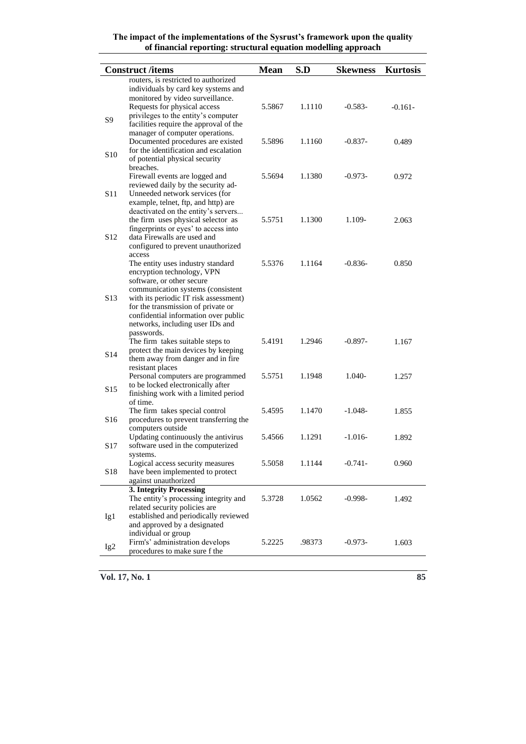| Construct /items | | Mean | S.D | Skewness | Kurtosis |
|---|---|---|---|---|---|
| | routers, is restricted to authorized individuals by card key systems and monitored by video surveillance. | | | | |
| S9 | Requests for physical access privileges to the entity's computer facilities require the approval of the manager of computer operations. | 5.5867 | 1.1110 | -0.583- | -0.161- |
| S10 | Documented procedures are existed for the identification and escalation of potential physical security breaches. | 5.5896 | 1.1160 | -0.837- | 0.489 |
| S11 | Firewall events are logged and reviewed daily by the security ad- Unneeded network services (for example, telnet, ftp, and http) are deactivated on the entity's servers... | 5.5694 | 1.1380 | -0.973- | 0.972 |
| S12 | the firm uses physical selector as fingerprints or eyes' to access into data Firewalls are used and configured to prevent unauthorized access | 5.5751 | 1.1300 | 1.109- | 2.063 |
| S13 | The entity uses industry standard encryption technology, VPN software, or other secure communication systems (consistent with its periodic IT risk assessment) for the transmission of private or confidential information over public networks, including user IDs and passwords. | 5.5376 | 1.1164 | -0.836- | 0.850 |
| S14 | The firm takes suitable steps to protect the main devices by keeping them away from danger and in fire resistant places | 5.4191 | 1.2946 | -0.897- | 1.167 |
| S15 | Personal computers are programmed to be locked electronically after finishing work with a limited period of time. | 5.5751 | 1.1948 | 1.040- | 1.257 |
| S16 | The firm takes special control procedures to prevent transferring the computers outside | 5.4595 | 1.1470 | -1.048- | 1.855 |
| S17 | Updating continuously the antivirus software used in the computerized systems. | 5.4566 | 1.1291 | -1.016- | 1.892 |
| S18 | Logical access security measures have been implemented to protect against unauthorized | 5.5058 | 1.1144 | -0.741- | 0.960 |
| | **3. Integrity Processing** | | | | |
| Ig1 | The entity's processing integrity and related security policies are established and periodically reviewed and approved by a designated individual or group | 5.3728 | 1.0562 | -0.998- | 1.492 |
| Ig2 | Firm's' administration develops procedures to make sure f the | 5.2225 | .98373 | -0.973- | 1.603 |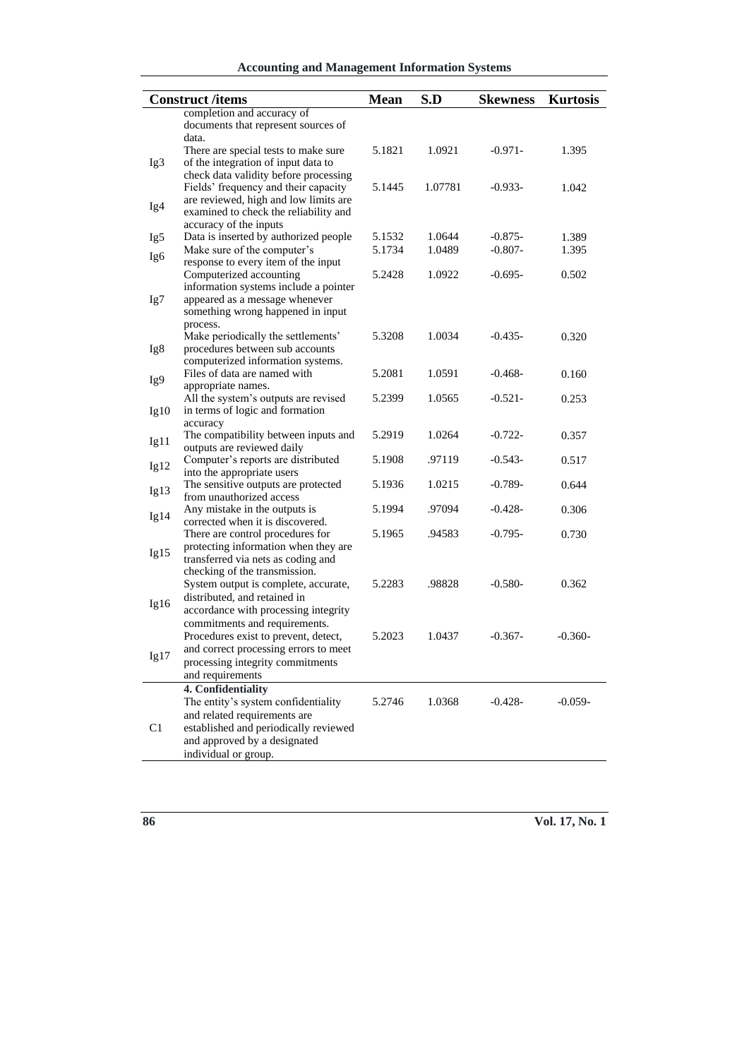| Construct /items | | Mean | S.D | Skewness | Kurtosis |
|---|---|---|---|---|---|
| | completion and accuracy of documents that represent sources of data. | | | | |
| Ig3 | There are special tests to make sure of the integration of input data to check data validity before processing | 5.1821 | 1.0921 | -0.971- | 1.395 |
| Ig4 | Fields' frequency and their capacity are reviewed, high and low limits are examined to check the reliability and accuracy of the inputs | 5.1445 | 1.07781 | -0.933- | 1.042 |
| Ig5 | Data is inserted by authorized people | 5.1532 | 1.0644 | -0.875- | 1.389 |
| Ig6 | Make sure of the computer's response to every item of the input | 5.1734 | 1.0489 | -0.807- | 1.395 |
| Ig7 | Computerized accounting information systems include a pointer appeared as a message whenever something wrong happened in input process. | 5.2428 | 1.0922 | -0.695- | 0.502 |
| Ig8 | Make periodically the settlements' procedures between sub accounts computerized information systems. | 5.3208 | 1.0034 | -0.435- | 0.320 |
| Ig9 | Files of data are named with appropriate names. | 5.2081 | 1.0591 | -0.468- | 0.160 |
| Ig10 | All the system's outputs are revised in terms of logic and formation accuracy | 5.2399 | 1.0565 | -0.521- | 0.253 |
| Ig11 | The compatibility between inputs and outputs are reviewed daily | 5.2919 | 1.0264 | -0.722- | 0.357 |
| Ig12 | Computer's reports are distributed into the appropriate users | 5.1908 | .97119 | -0.543- | 0.517 |
| Ig13 | The sensitive outputs are protected from unauthorized access | 5.1936 | 1.0215 | -0.789- | 0.644 |
| Ig14 | Any mistake in the outputs is corrected when it is discovered. | 5.1994 | .97094 | -0.428- | 0.306 |
| Ig15 | There are control procedures for protecting information when they are transferred via nets as coding and checking of the transmission. | 5.1965 | .94583 | -0.795- | 0.730 |
| Ig16 | System output is complete, accurate, distributed, and retained in accordance with processing integrity commitments and requirements. | 5.2283 | .98828 | -0.580- | 0.362 |
| Ig17 | Procedures exist to prevent, detect, and correct processing errors to meet processing integrity commitments and requirements | 5.2023 | 1.0437 | -0.367- | -0.360- |
| | **4. Confidentiality** | | | | |
| C1 | The entity's system confidentiality and related requirements are established and periodically reviewed and approved by a designated individual or group. | 5.2746 | 1.0368 | -0.428- | -0.059- |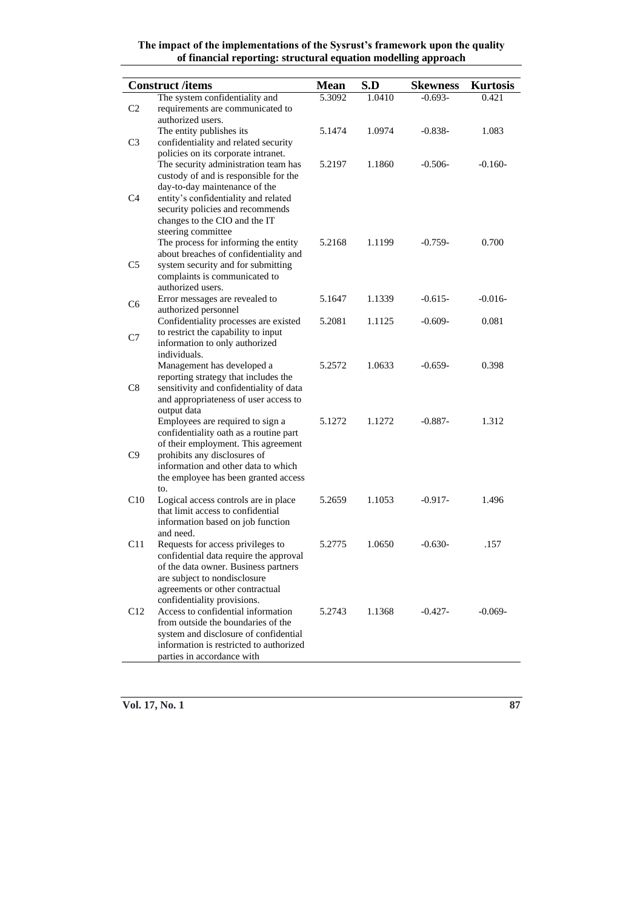| Construct /items | | Mean | S.D | Skewness | Kurtosis |
|---|---|---|---|---|---|
| C2 | The system confidentiality and requirements are communicated to authorized users. | 5.3092 | 1.0410 | -0.693- | 0.421 |
| C3 | The entity publishes its confidentiality and related security policies on its corporate intranet. | 5.1474 | 1.0974 | -0.838- | 1.083 |
| C4 | The security administration team has custody of and is responsible for the day-to-day maintenance of the entity's confidentiality and related security policies and recommends changes to the CIO and the IT steering committee | 5.2197 | 1.1860 | -0.506- | -0.160- |
| C5 | The process for informing the entity about breaches of confidentiality and system security and for submitting complaints is communicated to authorized users. | 5.2168 | 1.1199 | -0.759- | 0.700 |
| C6 | Error messages are revealed to authorized personnel | 5.1647 | 1.1339 | -0.615- | -0.016- |
| C7 | Confidentiality processes are existed to restrict the capability to input information to only authorized individuals. | 5.2081 | 1.1125 | -0.609- | 0.081 |
| C8 | Management has developed a reporting strategy that includes the sensitivity and confidentiality of data and appropriateness of user access to output data | 5.2572 | 1.0633 | -0.659- | 0.398 |
| C9 | Employees are required to sign a confidentiality oath as a routine part of their employment. This agreement prohibits any disclosures of information and other data to which the employee has been granted access to. | 5.1272 | 1.1272 | -0.887- | 1.312 |
| C10 | Logical access controls are in place that limit access to confidential information based on job function and need. | 5.2659 | 1.1053 | -0.917- | 1.496 |
| C11 | Requests for access privileges to confidential data require the approval of the data owner. Business partners are subject to nondisclosure agreements or other contractual confidentiality provisions. | 5.2775 | 1.0650 | -0.630- | .157 |
| C12 | Access to confidential information from outside the boundaries of the system and disclosure of confidential information is restricted to authorized parties in accordance with | 5.2743 | 1.1368 | -0.427- | -0.069- |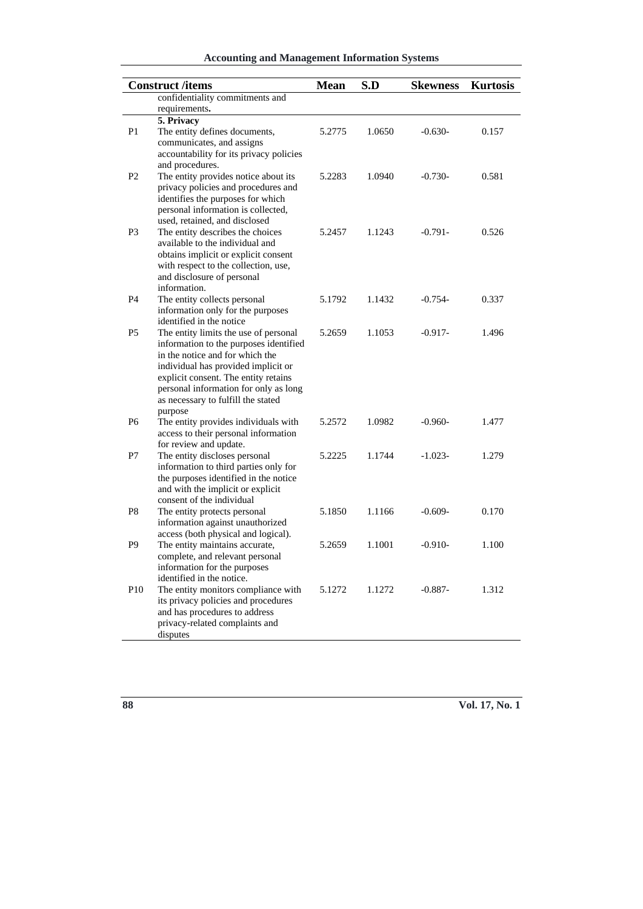| Construct /items | | Mean | S.D | Skewness | Kurtosis |
|---|---|---|---|---|---|
| | confidentiality commitments and requirements**.** | | | | |
| | **5. Privacy** | | | | |
| P1 | The entity defines documents, communicates, and assigns accountability for its privacy policies and procedures. | 5.2775 | 1.0650 | -0.630- | 0.157 |
| P2 | The entity provides notice about its privacy policies and procedures and identifies the purposes for which personal information is collected, used, retained, and disclosed | 5.2283 | 1.0940 | -0.730- | 0.581 |
| P3 | The entity describes the choices available to the individual and obtains implicit or explicit consent with respect to the collection, use, and disclosure of personal information. | 5.2457 | 1.1243 | -0.791- | 0.526 |
| P4 | The entity collects personal information only for the purposes identified in the notice | 5.1792 | 1.1432 | -0.754- | 0.337 |
| P5 | The entity limits the use of personal information to the purposes identified in the notice and for which the individual has provided implicit or explicit consent. The entity retains personal information for only as long as necessary to fulfill the stated purpose | 5.2659 | 1.1053 | -0.917- | 1.496 |
| P6 | The entity provides individuals with access to their personal information for review and update. | 5.2572 | 1.0982 | -0.960- | 1.477 |
| P7 | The entity discloses personal information to third parties only for the purposes identified in the notice and with the implicit or explicit consent of the individual | 5.2225 | 1.1744 | -1.023- | 1.279 |
| P8 | The entity protects personal information against unauthorized access (both physical and logical). | 5.1850 | 1.1166 | -0.609- | 0.170 |
| P9 | The entity maintains accurate, complete, and relevant personal information for the purposes identified in the notice. | 5.2659 | 1.1001 | -0.910- | 1.100 |
| P10 | The entity monitors compliance with its privacy policies and procedures and has procedures to address privacy-related complaints and disputes | 5.1272 | 1.1272 | -0.887- | 1.312 |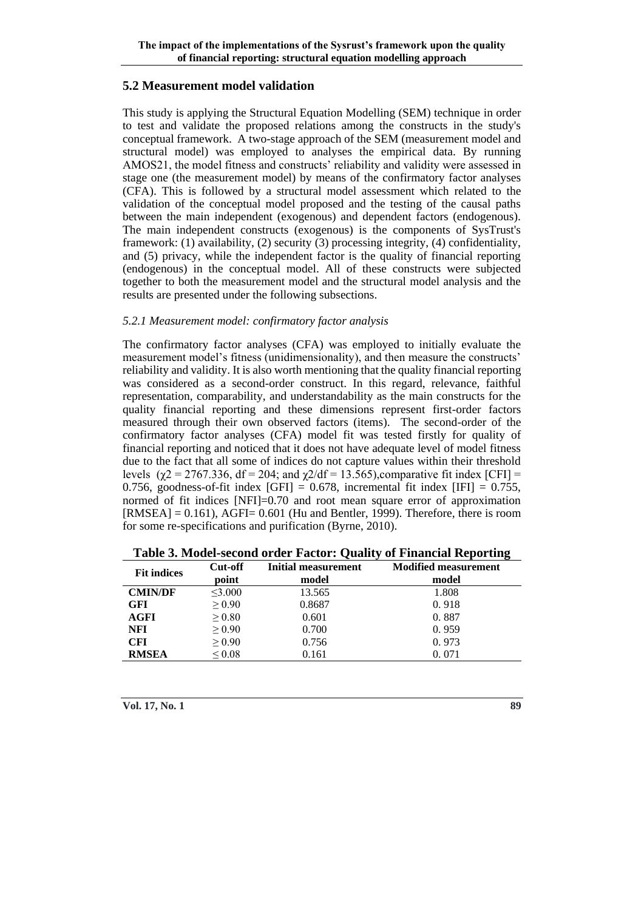## 5.2 Measurement model validation

This study is applying the Structural Equation Modelling (SEM) technique in order to test and validate the proposed relations among the constructs in the study's conceptual framework. A two-stage approach of the SEM (measurement model and structural model) was employed to analyses the empirical data. By running AMOS21, the model fitness and constructs' reliability and validity were assessed in stage one (the measurement model) by means of the confirmatory factor analyses (CFA). This is followed by a structural model assessment which related to the validation of the conceptual model proposed and the testing of the causal paths between the main independent (exogenous) and dependent factors (endogenous). The main independent constructs (exogenous) is the components of SysTrust's framework: (1) availability, (2) security (3) processing integrity, (4) confidentiality, and (5) privacy, while the independent factor is the quality of financial reporting (endogenous) in the conceptual model. All of these constructs were subjected together to both the measurement model and the structural model analysis and the results are presented under the following subsections.

### *5.2.1 Measurement model: confirmatory factor analysis*

The confirmatory factor analyses (CFA) was employed to initially evaluate the measurement model's fitness (unidimensionality), and then measure the constructs' reliability and validity. It is also worth mentioning that the quality financial reporting was considered as a second-order construct. In this regard, relevance, faithful representation, comparability, and understandability as the main constructs for the quality financial reporting and these dimensions represent first-order factors measured through their own observed factors (items). The second-order of the confirmatory factor analyses (CFA) model fit was tested firstly for quality of financial reporting and noticed that it does not have adequate level of model fitness due to the fact that all some of indices do not capture values within their threshold levels ($\chi2 = 2767.336$, df = 204; and $\chi2/df = 13.565$),comparative fit index [CFI] = 0.756, goodness-of-fit index [GFI] = 0.678, incremental fit index [IFI] = 0.755, normed of fit indices [NFI]=0.70 and root mean square error of approximation [RMSEA] = 0.161), AGFI= 0.601 (Hu and Bentler, 1999). Therefore, there is room for some re-specifications and purification (Byrne, 2010).

**Table 3. Model-second order Factor: Quality of Financial Reporting**

| Fit indices | Cut-off point | Initial measurement model | Modified measurement model |
|---|---|---|---|
| **CMIN/DF** | ≤3.000 | 13.565 | 1.808 |
| **GFI** | ≥ 0.90 | 0.8687 | 0. 918 |
| **AGFI** | ≥ 0.80 | 0.601 | 0. 887 |
| **NFI** | ≥ 0.90 | 0.700 | 0. 959 |
| **CFI** | ≥ 0.90 | 0.756 | 0. 973 |
| **RMSEA** | ≤ 0.08 | 0.161 | 0. 071 |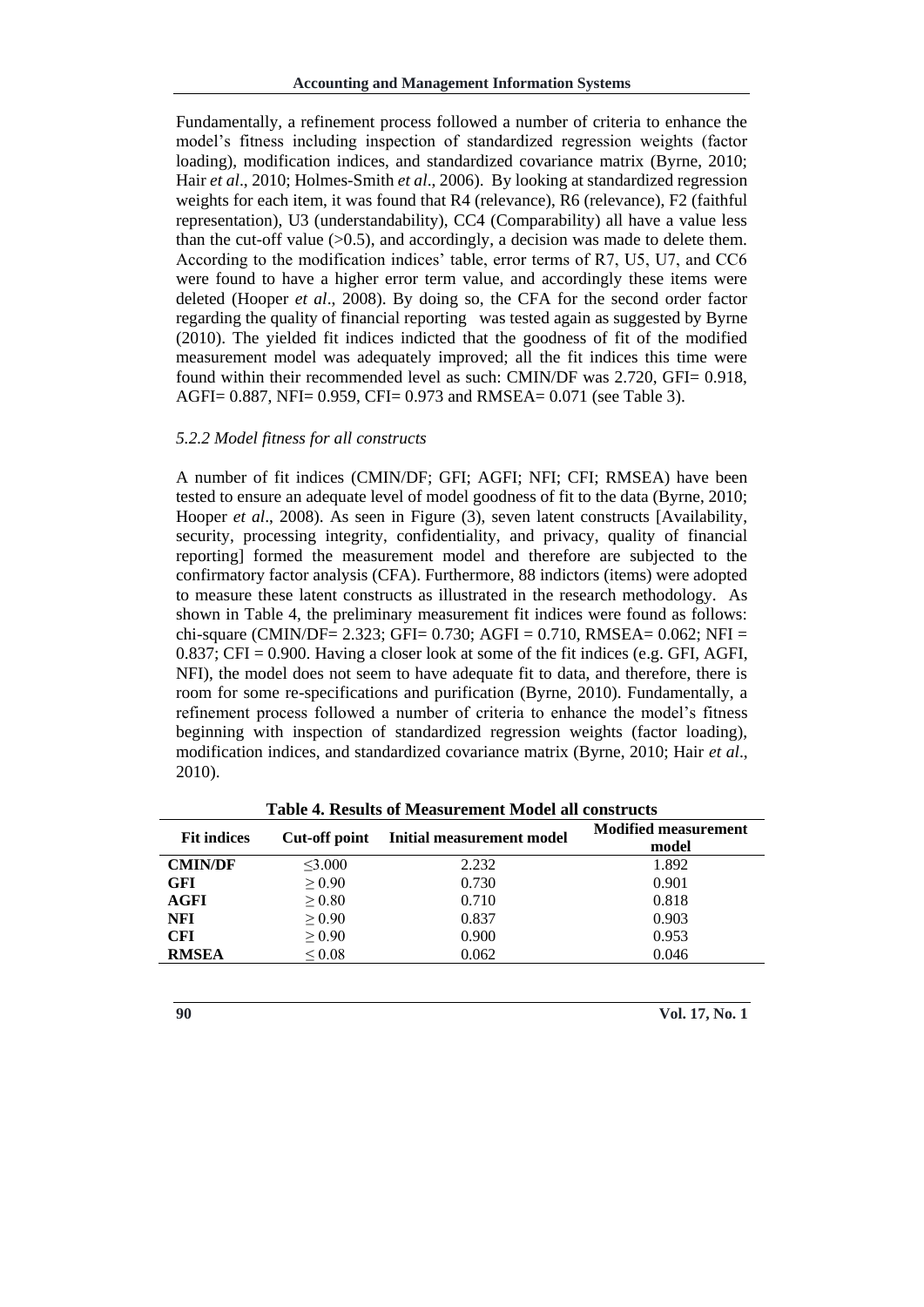Fundamentally, a refinement process followed a number of criteria to enhance the model's fitness including inspection of standardized regression weights (factor loading), modification indices, and standardized covariance matrix (Byrne, 2010; Hair *et al*., 2010; Holmes-Smith *et al*., 2006). By looking at standardized regression weights for each item, it was found that R4 (relevance), R6 (relevance), F2 (faithful representation), U3 (understandability), CC4 (Comparability) all have a value less than the cut-off value (>0.5), and accordingly, a decision was made to delete them. According to the modification indices' table, error terms of R7, U5, U7, and CC6 were found to have a higher error term value, and accordingly these items were deleted (Hooper *et al*., 2008). By doing so, the CFA for the second order factor regarding the quality of financial reporting was tested again as suggested by Byrne (2010). The yielded fit indices indicted that the goodness of fit of the modified measurement model was adequately improved; all the fit indices this time were found within their recommended level as such: CMIN/DF was 2.720, GFI= 0.918, AGFI= 0.887, NFI= 0.959, CFI= 0.973 and RMSEA= 0.071 (see Table 3).

### *5.2.2 Model fitness for all constructs*

A number of fit indices (CMIN/DF; GFI; AGFI; NFI; CFI; RMSEA) have been tested to ensure an adequate level of model goodness of fit to the data (Byrne, 2010; Hooper *et al*., 2008). As seen in Figure (3), seven latent constructs [Availability, security, processing integrity, confidentiality, and privacy, quality of financial reporting] formed the measurement model and therefore are subjected to the confirmatory factor analysis (CFA). Furthermore, 88 indictors (items) were adopted to measure these latent constructs as illustrated in the research methodology. As shown in Table 4, the preliminary measurement fit indices were found as follows: chi-square (CMIN/DF= 2.323; GFI= 0.730; AGFI = 0.710, RMSEA= 0.062; NFI = 0.837; CFI = 0.900. Having a closer look at some of the fit indices (e.g. GFI, AGFI, NFI), the model does not seem to have adequate fit to data, and therefore, there is room for some re-specifications and purification (Byrne, 2010). Fundamentally, a refinement process followed a number of criteria to enhance the model's fitness beginning with inspection of standardized regression weights (factor loading), modification indices, and standardized covariance matrix (Byrne, 2010; Hair *et al*., 2010).

**Table 4. Results of Measurement Model all constructs**

| Fit indices | Cut-off point | Initial measurement model | Modified measurement model |
|---|---|---|---|
| **CMIN/DF** | $\leq 3.000$ | 2.232 | 1.892 |
| **GFI** | $\geq 0.90$ | 0.730 | 0.901 |
| **AGFI** | $\geq 0.80$ | 0.710 | 0.818 |
| **NFI** | $\geq 0.90$ | 0.837 | 0.903 |
| **CFI** | $\geq 0.90$ | 0.900 | 0.953 |
| **RMSEA** | $\leq 0.08$ | 0.062 | 0.046 |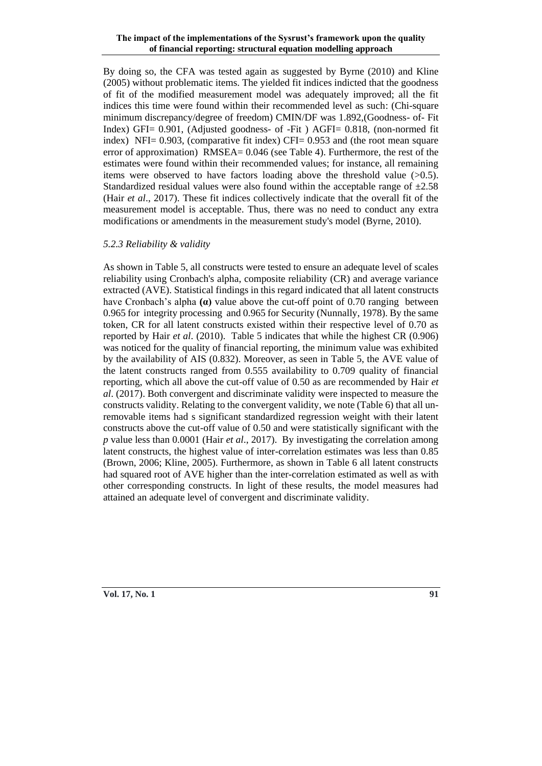By doing so, the CFA was tested again as suggested by Byrne (2010) and Kline (2005) without problematic items. The yielded fit indices indicted that the goodness of fit of the modified measurement model was adequately improved; all the fit indices this time were found within their recommended level as such: (Chi-square minimum discrepancy/degree of freedom) CMIN/DF was 1.892,(Goodness- of- Fit Index) GFI= 0.901, (Adjusted goodness- of -Fit ) AGFI= 0.818, (non-normed fit index) NFI= 0.903, (comparative fit index) CFI= 0.953 and (the root mean square error of approximation) RMSEA= 0.046 (see Table 4). Furthermore, the rest of the estimates were found within their recommended values; for instance, all remaining items were observed to have factors loading above the threshold value (>0.5). Standardized residual values were also found within the acceptable range of ±2.58 (Hair *et al*., 2017). These fit indices collectively indicate that the overall fit of the measurement model is acceptable. Thus, there was no need to conduct any extra modifications or amendments in the measurement study's model (Byrne, 2010).

### *5.2.3 Reliability & validity*

As shown in Table 5, all constructs were tested to ensure an adequate level of scales reliability using Cronbach's alpha, composite reliability (CR) and average variance extracted (AVE). Statistical findings in this regard indicated that all latent constructs have Cronbach's alpha **(α)** value above the cut-off point of 0.70 ranging between 0.965 for integrity processing and 0.965 for Security (Nunnally, 1978). By the same token, CR for all latent constructs existed within their respective level of 0.70 as reported by Hair *et al*. (2010). Table 5 indicates that while the highest CR (0.906) was noticed for the quality of financial reporting, the minimum value was exhibited by the availability of AIS (0.832). Moreover, as seen in Table 5, the AVE value of the latent constructs ranged from 0.555 availability to 0.709 quality of financial reporting, which all above the cut-off value of 0.50 as are recommended by Hair *et al*. (2017). Both convergent and discriminate validity were inspected to measure the constructs validity. Relating to the convergent validity, we note (Table 6) that all un-removable items had s significant standardized regression weight with their latent constructs above the cut-off value of 0.50 and were statistically significant with the *p* value less than 0.0001 (Hair *et al*., 2017). By investigating the correlation among latent constructs, the highest value of inter-correlation estimates was less than 0.85 (Brown, 2006; Kline, 2005). Furthermore, as shown in Table 6 all latent constructs had squared root of AVE higher than the inter-correlation estimated as well as with other corresponding constructs. In light of these results, the model measures had attained an adequate level of convergent and discriminate validity.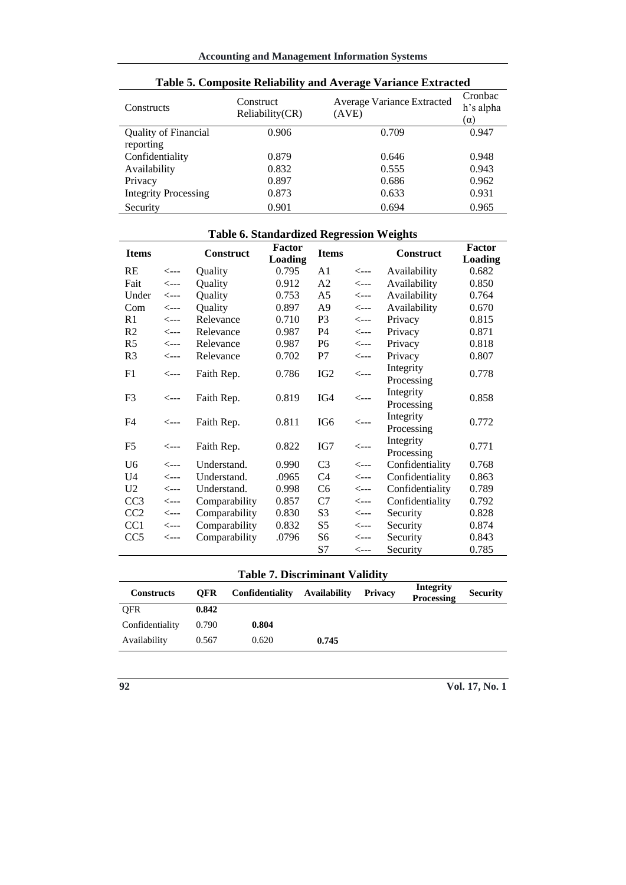**Table 5. Composite Reliability and Average Variance Extracted**

| Constructs | Construct Reliability(CR) | Average Variance Extracted (AVE) | Cronbach's alpha (α) |
|---|---|---|---|
| Quality of Financial reporting | 0.906 | 0.709 | 0.947 |
| Confidentiality | 0.879 | 0.646 | 0.948 |
| Availability | 0.832 | 0.555 | 0.943 |
| Privacy | 0.897 | 0.686 | 0.962 |
| Integrity Processing | 0.873 | 0.633 | 0.931 |
| Security | 0.901 | 0.694 | 0.965 |

**Table 6. Standardized Regression Weights**

| Items | | Construct | Factor Loading | Items | | Construct | Factor Loading |
|---|---|---|---|---|---|---|---|
| RE | <--- | Quality | 0.795 | A1 | <--- | Availability | 0.682 |
| Fait | <--- | Quality | 0.912 | A2 | <--- | Availability | 0.850 |
| Under | <--- | Quality | 0.753 | A5 | <--- | Availability | 0.764 |
| Com | <--- | Quality | 0.897 | A9 | <--- | Availability | 0.670 |
| R1 | <--- | Relevance | 0.710 | P3 | <--- | Privacy | 0.815 |
| R2 | <--- | Relevance | 0.987 | P4 | <--- | Privacy | 0.871 |
| R5 | <--- | Relevance | 0.987 | P6 | <--- | Privacy | 0.818 |
| R3 | <--- | Relevance | 0.702 | P7 | <--- | Privacy | 0.807 |
| F1 | <--- | Faith Rep. | 0.786 | IG2 | <--- | Integrity Processing | 0.778 |
| F3 | <--- | Faith Rep. | 0.819 | IG4 | <--- | Integrity Processing | 0.858 |
| F4 | <--- | Faith Rep. | 0.811 | IG6 | <--- | Integrity Processing | 0.772 |
| F5 | <--- | Faith Rep. | 0.822 | IG7 | <--- | Integrity Processing | 0.771 |
| U6 | <--- | Understand. | 0.990 | C3 | <--- | Confidentiality | 0.768 |
| U4 | <--- | Understand. | .0965 | C4 | <--- | Confidentiality | 0.863 |
| U2 | <--- | Understand. | 0.998 | C6 | <--- | Confidentiality | 0.789 |
| CC3 | <--- | Comparability | 0.857 | C7 | <--- | Confidentiality | 0.792 |
| CC2 | <--- | Comparability | 0.830 | S3 | <--- | Security | 0.828 |
| CC1 | <--- | Comparability | 0.832 | S5 | <--- | Security | 0.874 |
| CC5 | <--- | Comparability | .0796 | S6 | <--- | Security | 0.843 |
| | | | | S7 | <--- | Security | 0.785 |

**Table 7. Discriminant Validity**

| Constructs | QFR | Confidentiality | Availability | Privacy | Integrity Processing | Security |
|---|---|---|---|---|---|---|
| QFR | **0.842** | | | | | |
| Confidentiality | 0.790 | **0.804** | | | | |
| Availability | 0.567 | 0.620 | **0.745** | | | |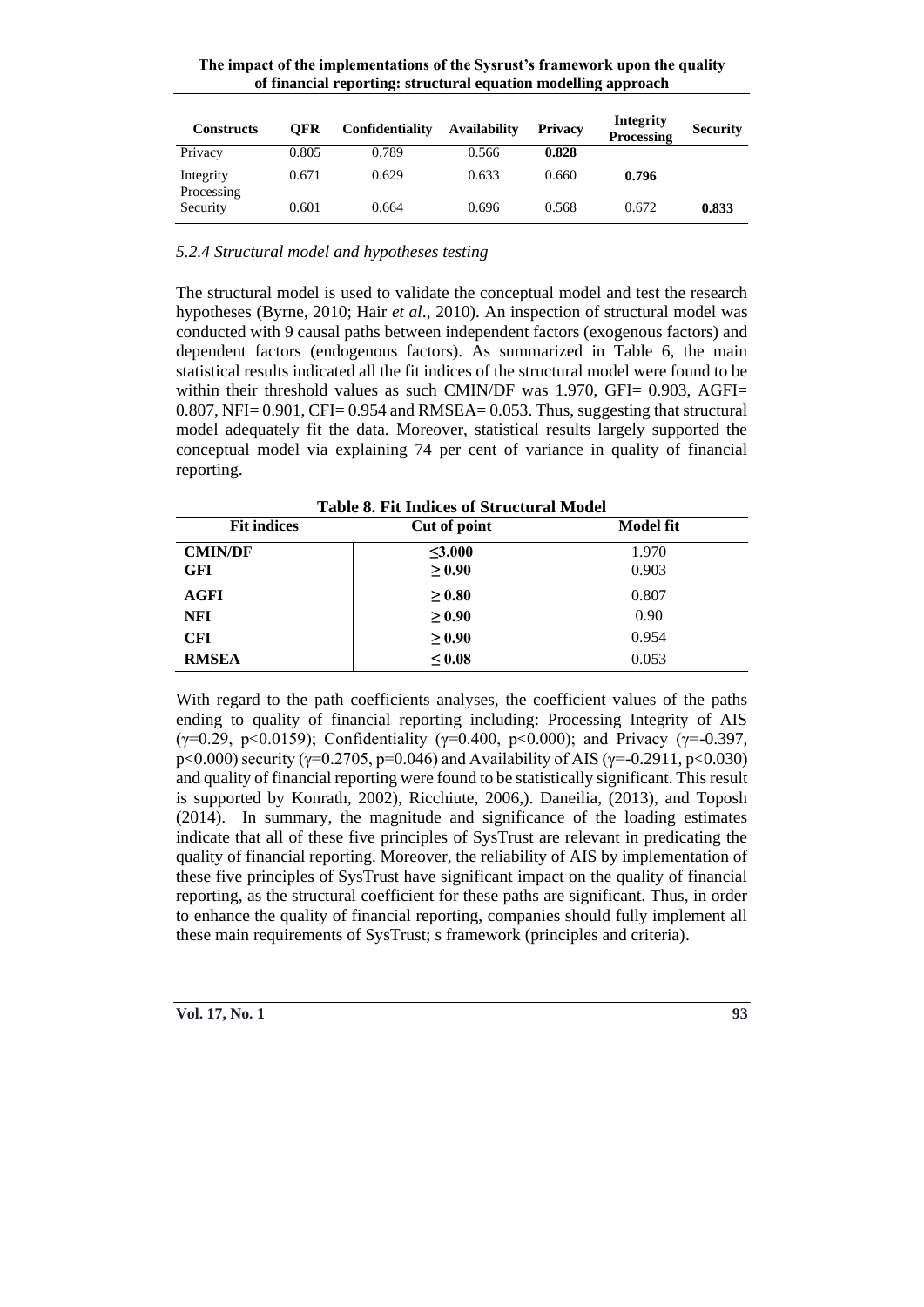| Constructs | QFR | Confidentiality | Availability | Privacy | Integrity Processing | Security |
|---|---|---|---|---|---|---|
| Privacy | 0.805 | 0.789 | 0.566 | **0.828** | | |
| Integrity Processing | 0.671 | 0.629 | 0.633 | 0.660 | **0.796** | |
| Security | 0.601 | 0.664 | 0.696 | 0.568 | 0.672 | **0.833** |

### *5.2.4 Structural model and hypotheses testing*

The structural model is used to validate the conceptual model and test the research hypotheses (Byrne, 2010; Hair *et al*., 2010). An inspection of structural model was conducted with 9 causal paths between independent factors (exogenous factors) and dependent factors (endogenous factors). As summarized in Table 6, the main statistical results indicated all the fit indices of the structural model were found to be within their threshold values as such CMIN/DF was 1.970, GFI= 0.903, AGFI= 0.807, NFI= 0.901, CFI= 0.954 and RMSEA= 0.053. Thus, suggesting that structural model adequately fit the data. Moreover, statistical results largely supported the conceptual model via explaining 74 per cent of variance in quality of financial reporting.

**Table 8. Fit Indices of Structural Model**

| Fit indices | Cut of point | Model fit |
|---|---|---|
| **CMIN/DF** | **≤3.000** | 1.970 |
| **GFI** | **≥ 0.90** | 0.903 |
| **AGFI** | **≥ 0.80** | 0.807 |
| **NFI** | **≥ 0.90** | 0.90 |
| **CFI** | **≥ 0.90** | 0.954 |
| **RMSEA** | **≤ 0.08** | 0.053 |

With regard to the path coefficients analyses, the coefficient values of the paths ending to quality of financial reporting including: Processing Integrity of AIS ($\gamma$=0.29, $p$<0.0159); Confidentiality ($\gamma$=0.400, $p$<0.000); and Privacy ($\gamma$=-0.397, $p$<0.000) security ($\gamma$=0.2705, $p$=0.046) and Availability of AIS ($\gamma$=-0.2911, $p$<0.030) and quality of financial reporting were found to be statistically significant. This result is supported by Konrath, 2002), Ricchiute, 2006,). Daneilia, (2013), and Toposh (2014). In summary, the magnitude and significance of the loading estimates indicate that all of these five principles of SysTrust are relevant in predicating the quality of financial reporting. Moreover, the reliability of AIS by implementation of these five principles of SysTrust have significant impact on the quality of financial reporting, as the structural coefficient for these paths are significant. Thus, in order to enhance the quality of financial reporting, companies should fully implement all these main requirements of SysTrust; s framework (principles and criteria).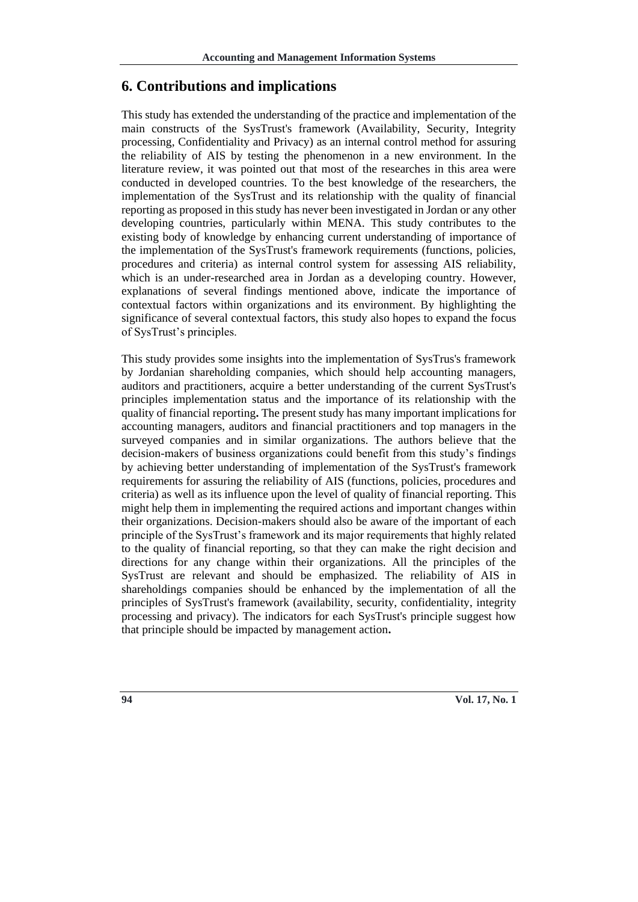## 6. Contributions and implications

This study has extended the understanding of the practice and implementation of the main constructs of the SysTrust's framework (Availability, Security, Integrity processing, Confidentiality and Privacy) as an internal control method for assuring the reliability of AIS by testing the phenomenon in a new environment. In the literature review, it was pointed out that most of the researches in this area were conducted in developed countries. To the best knowledge of the researchers, the implementation of the SysTrust and its relationship with the quality of financial reporting as proposed in this study has never been investigated in Jordan or any other developing countries, particularly within MENA. This study contributes to the existing body of knowledge by enhancing current understanding of importance of the implementation of the SysTrust's framework requirements (functions, policies, procedures and criteria) as internal control system for assessing AIS reliability, which is an under-researched area in Jordan as a developing country. However, explanations of several findings mentioned above, indicate the importance of contextual factors within organizations and its environment. By highlighting the significance of several contextual factors, this study also hopes to expand the focus of SysTrust's principles.

This study provides some insights into the implementation of SysTrus's framework by Jordanian shareholding companies, which should help accounting managers, auditors and practitioners, acquire a better understanding of the current SysTrust's principles implementation status and the importance of its relationship with the quality of financial reporting**.** The present study has many important implications for accounting managers, auditors and financial practitioners and top managers in the surveyed companies and in similar organizations. The authors believe that the decision-makers of business organizations could benefit from this study's findings by achieving better understanding of implementation of the SysTrust's framework requirements for assuring the reliability of AIS (functions, policies, procedures and criteria) as well as its influence upon the level of quality of financial reporting. This might help them in implementing the required actions and important changes within their organizations. Decision-makers should also be aware of the important of each principle of the SysTrust's framework and its major requirements that highly related to the quality of financial reporting, so that they can make the right decision and directions for any change within their organizations. All the principles of the SysTrust are relevant and should be emphasized. The reliability of AIS in shareholdings companies should be enhanced by the implementation of all the principles of SysTrust's framework (availability, security, confidentiality, integrity processing and privacy). The indicators for each SysTrust's principle suggest how that principle should be impacted by management action**.**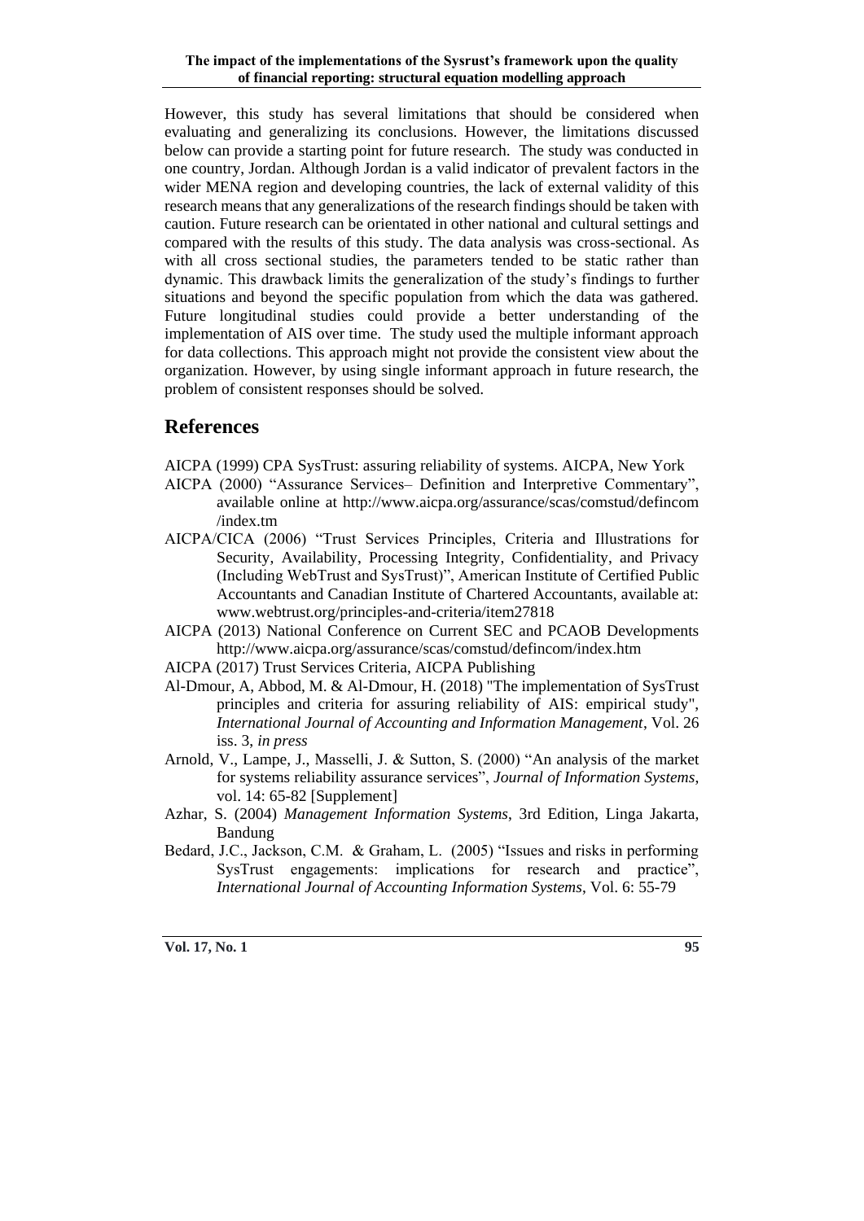However, this study has several limitations that should be considered when evaluating and generalizing its conclusions. However, the limitations discussed below can provide a starting point for future research. The study was conducted in one country, Jordan. Although Jordan is a valid indicator of prevalent factors in the wider MENA region and developing countries, the lack of external validity of this research means that any generalizations of the research findings should be taken with caution. Future research can be orientated in other national and cultural settings and compared with the results of this study. The data analysis was cross-sectional. As with all cross sectional studies, the parameters tended to be static rather than dynamic. This drawback limits the generalization of the study's findings to further situations and beyond the specific population from which the data was gathered. Future longitudinal studies could provide a better understanding of the implementation of AIS over time. The study used the multiple informant approach for data collections. This approach might not provide the consistent view about the organization. However, by using single informant approach in future research, the problem of consistent responses should be solved.

## References

AICPA (1999) CPA SysTrust: assuring reliability of systems. AICPA, New York

AICPA (2000) "Assurance Services– Definition and Interpretive Commentary", available online at http://www.aicpa.org/assurance/scas/comstud/defincom/index.tm

AICPA/CICA (2006) "Trust Services Principles, Criteria and Illustrations for Security, Availability, Processing Integrity, Confidentiality, and Privacy (Including WebTrust and SysTrust)", American Institute of Certified Public Accountants and Canadian Institute of Chartered Accountants, available at: www.webtrust.org/principles-and-criteria/item27818

AICPA (2013) National Conference on Current SEC and PCAOB Developments http://www.aicpa.org/assurance/scas/comstud/defincom/index.htm

AICPA (2017) Trust Services Criteria, AICPA Publishing

Al-Dmour, A, Abbod, M. & Al-Dmour, H. (2018) "The implementation of SysTrust principles and criteria for assuring reliability of AIS: empirical study", *International Journal of Accounting and Information Management*, Vol. 26 iss. 3, *in press*

Arnold, V., Lampe, J., Masselli, J. & Sutton, S. (2000) "An analysis of the market for systems reliability assurance services", *Journal of Information Systems*, vol. 14: 65-82 [Supplement]

Azhar, S. (2004) *Management Information Systems*, 3rd Edition, Linga Jakarta, Bandung

Bedard, J.C., Jackson, C.M. & Graham, L. (2005) "Issues and risks in performing SysTrust engagements: implications for research and practice", *International Journal of Accounting Information Systems*, Vol. 6: 55-79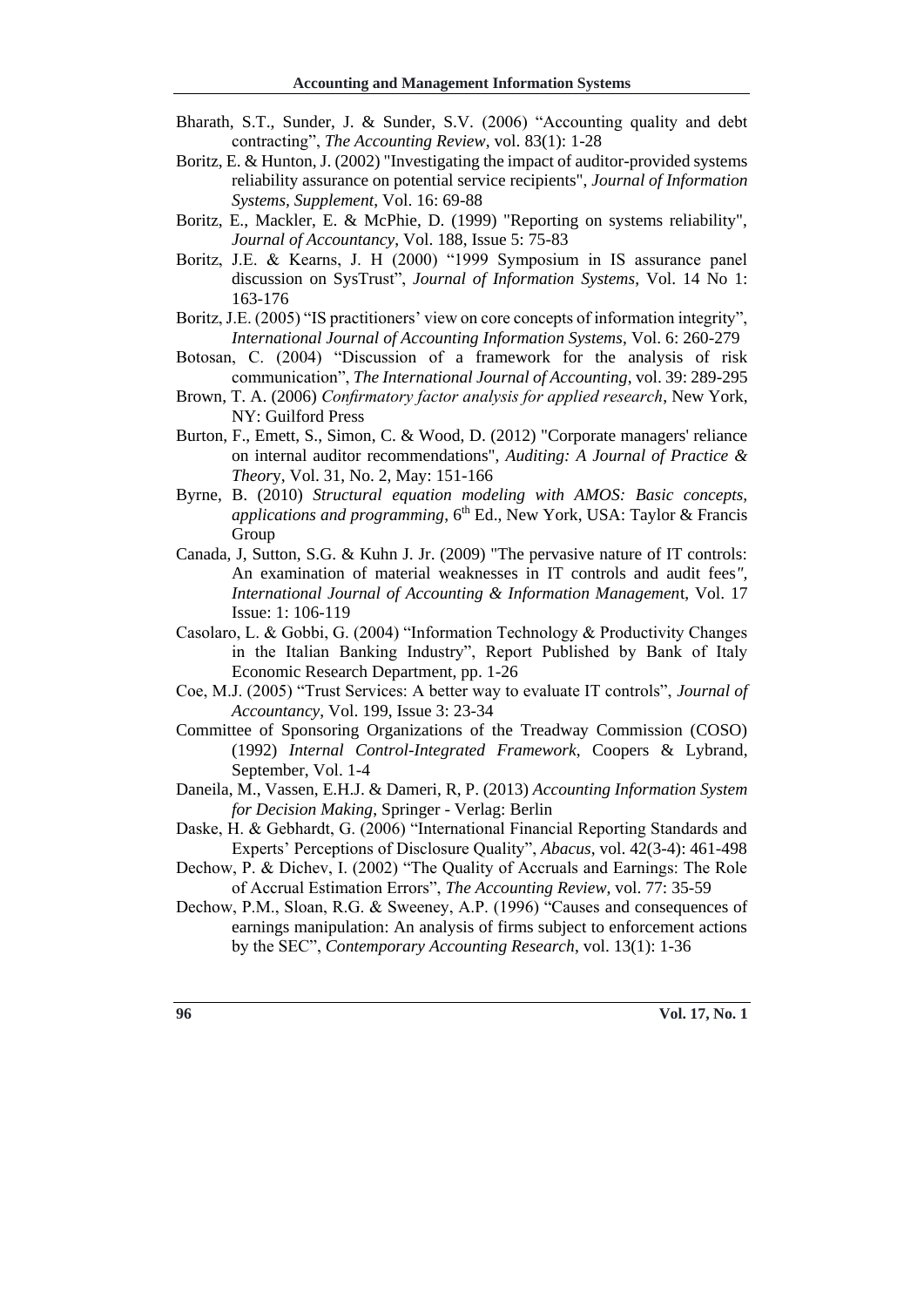Bharath, S.T., Sunder, J. & Sunder, S.V. (2006) "Accounting quality and debt contracting", *The Accounting Review*, vol. 83(1): 1-28

Boritz, E. & Hunton, J. (2002) "Investigating the impact of auditor-provided systems reliability assurance on potential service recipients", *Journal of Information Systems, Supplement*, Vol. 16: 69-88

Boritz, E., Mackler, E. & McPhie, D. (1999) "Reporting on systems reliability", *Journal of Accountancy*, Vol. 188, Issue 5: 75-83

Boritz, J.E. & Kearns, J. H (2000) "1999 Symposium in IS assurance panel discussion on SysTrust", *Journal of Information Systems*, Vol. 14 No 1: 163-176

Boritz, J.E. (2005) "IS practitioners' view on core concepts of information integrity", *International Journal of Accounting Information Systems*, Vol. 6: 260-279

Botosan, C. (2004) "Discussion of a framework for the analysis of risk communication", *The International Journal of Accounting*, vol. 39: 289-295

Brown, T. A. (2006) *Confirmatory factor analysis for applied research*, New York, NY: Guilford Press

Burton, F., Emett, S., Simon, C. & Wood, D. (2012) "Corporate managers' reliance on internal auditor recommendations", *Auditing: A Journal of Practice & Theory*, Vol. 31, No. 2, May: 151-166

Byrne, B. (2010) *Structural equation modeling with AMOS: Basic concepts, applications and programming*, 6th Ed., New York, USA: Taylor & Francis Group

Canada, J, Sutton, S.G. & Kuhn J. Jr. (2009) "The pervasive nature of IT controls: An examination of material weaknesses in IT controls and audit fees", *International Journal of Accounting & Information Management*, Vol. 17 Issue: 1: 106-119

Casolaro, L. & Gobbi, G. (2004) "Information Technology & Productivity Changes in the Italian Banking Industry", Report Published by Bank of Italy Economic Research Department, pp. 1-26

Coe, M.J. (2005) "Trust Services: A better way to evaluate IT controls", *Journal of Accountancy*, Vol. 199, Issue 3: 23-34

Committee of Sponsoring Organizations of the Treadway Commission (COSO) (1992) *Internal Control-Integrated Framework*, Coopers & Lybrand, September, Vol. 1-4

Daneila, M., Vassen, E.H.J. & Dameri, R, P. (2013) *Accounting Information System for Decision Making*, Springer - Verlag: Berlin

Daske, H. & Gebhardt, G. (2006) "International Financial Reporting Standards and Experts' Perceptions of Disclosure Quality", *Abacus*, vol. 42(3-4): 461-498

Dechow, P. & Dichev, I. (2002) "The Quality of Accruals and Earnings: The Role of Accrual Estimation Errors", *The Accounting Review*, vol. 77: 35-59

Dechow, P.M., Sloan, R.G. & Sweeney, A.P. (1996) "Causes and consequences of earnings manipulation: An analysis of firms subject to enforcement actions by the SEC", *Contemporary Accounting Research*, vol. 13(1): 1-36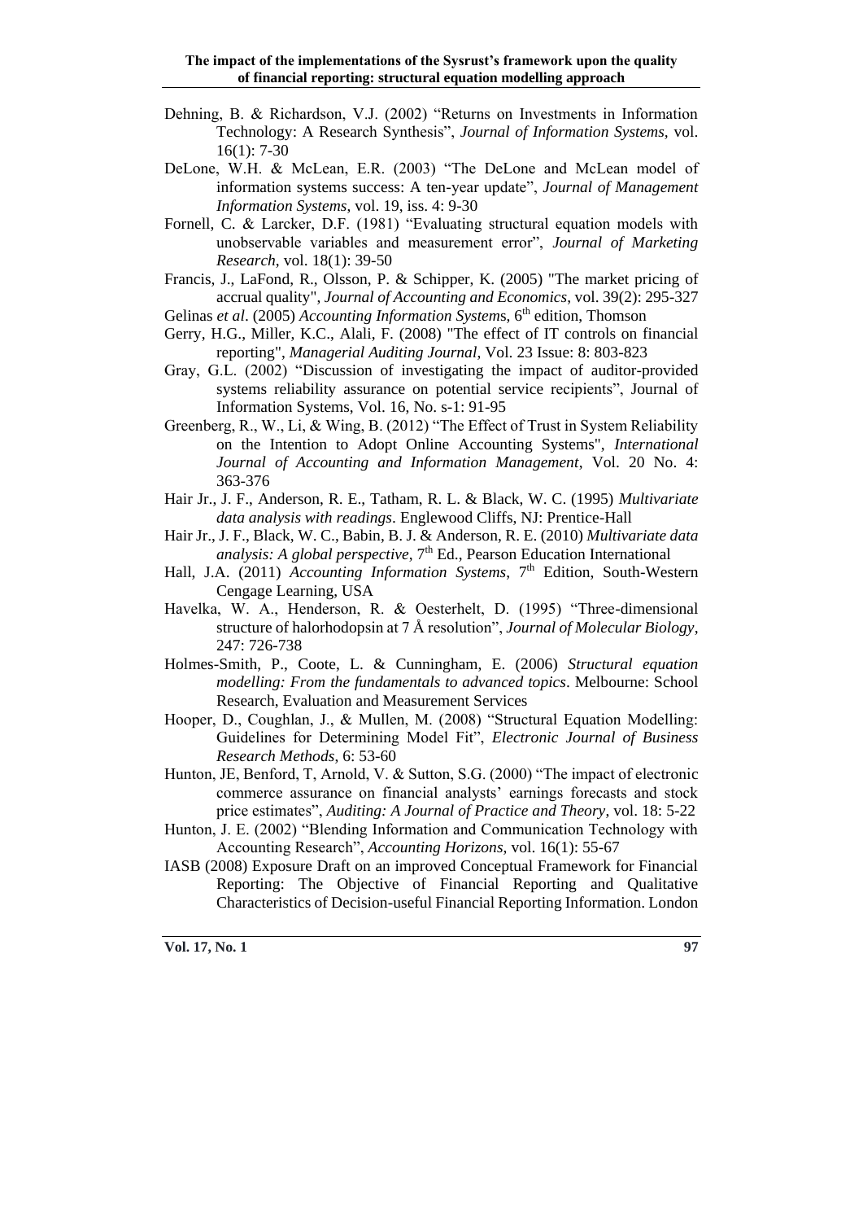Dehning, B. & Richardson, V.J. (2002) "Returns on Investments in Information Technology: A Research Synthesis", *Journal of Information Systems*, vol. 16(1): 7-30

DeLone, W.H. & McLean, E.R. (2003) "The DeLone and McLean model of information systems success: A ten-year update", *Journal of Management Information Systems*, vol. 19, iss. 4: 9-30

Fornell, C. & Larcker, D.F. (1981) "Evaluating structural equation models with unobservable variables and measurement error", *Journal of Marketing Research*, vol. 18(1): 39-50

Francis, J., LaFond, R., Olsson, P. & Schipper, K. (2005) "The market pricing of accrual quality", *Journal of Accounting and Economics*, vol. 39(2): 295-327

Gelinas *et al*. (2005) *Accounting Information Systems*, 6th edition, Thomson

Gerry, H.G., Miller, K.C., Alali, F. (2008) "The effect of IT controls on financial reporting", *Managerial Auditing Journal*, Vol. 23 Issue: 8: 803-823

Gray, G.L. (2002) "Discussion of investigating the impact of auditor-provided systems reliability assurance on potential service recipients", Journal of Information Systems, Vol. 16, No. s-1: 91-95

Greenberg, R., W., Li, & Wing, B. (2012) "The Effect of Trust in System Reliability on the Intention to Adopt Online Accounting Systems", *International Journal of Accounting and Information Management*, Vol. 20 No. 4: 363-376

Hair Jr., J. F., Anderson, R. E., Tatham, R. L. & Black, W. C. (1995) *Multivariate data analysis with readings*. Englewood Cliffs, NJ: Prentice-Hall

Hair Jr., J. F., Black, W. C., Babin, B. J. & Anderson, R. E. (2010) *Multivariate data analysis: A global perspective*, 7th Ed., Pearson Education International

Hall, J.A. (2011) *Accounting Information Systems*, 7th Edition, South-Western Cengage Learning, USA

Havelka, W. A., Henderson, R. & Oesterhelt, D. (1995) "Three-dimensional structure of halorhodopsin at 7 Å resolution", *Journal of Molecular Biology*, 247: 726-738

Holmes-Smith, P., Coote, L. & Cunningham, E. (2006) *Structural equation modelling: From the fundamentals to advanced topics*. Melbourne: School Research, Evaluation and Measurement Services

Hooper, D., Coughlan, J., & Mullen, M. (2008) "Structural Equation Modelling: Guidelines for Determining Model Fit", *Electronic Journal of Business Research Methods*, 6: 53-60

Hunton, JE, Benford, T, Arnold, V. & Sutton, S.G. (2000) "The impact of electronic commerce assurance on financial analysts' earnings forecasts and stock price estimates", *Auditing: A Journal of Practice and Theory*, vol. 18: 5-22

Hunton, J. E. (2002) "Blending Information and Communication Technology with Accounting Research", *Accounting Horizons*, vol. 16(1): 55-67

IASB (2008) Exposure Draft on an improved Conceptual Framework for Financial Reporting: The Objective of Financial Reporting and Qualitative Characteristics of Decision-useful Financial Reporting Information. London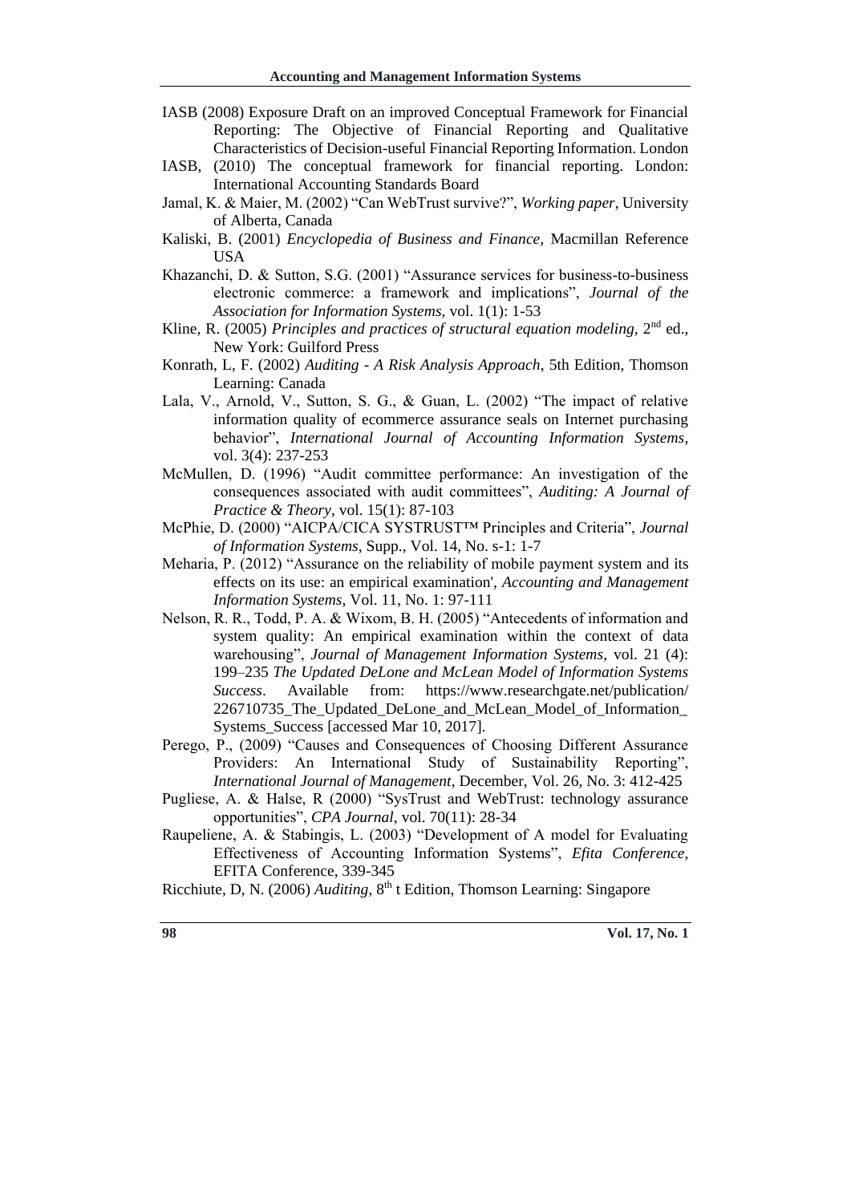IASB (2008) Exposure Draft on an improved Conceptual Framework for Financial Reporting: The Objective of Financial Reporting and Qualitative Characteristics of Decision-useful Financial Reporting Information. London

IASB, (2010) The conceptual framework for financial reporting. London: International Accounting Standards Board

Jamal, K. & Maier, M. (2002) "Can WebTrust survive?", *Working paper*, University of Alberta, Canada

Kaliski, B. (2001) *Encyclopedia of Business and Finance,* Macmillan Reference USA

Khazanchi, D. & Sutton, S.G. (2001) "Assurance services for business-to-business electronic commerce: a framework and implications", *Journal of the Association for Information Systems*, vol. 1(1): 1-53

Kline, R. (2005) *Principles and practices of structural equation modeling*, 2nd ed., New York: Guilford Press

Konrath, L, F. (2002) *Auditing - A Risk Analysis Approach*, 5th Edition, Thomson Learning: Canada

Lala, V., Arnold, V., Sutton, S. G., & Guan, L. (2002) "The impact of relative information quality of ecommerce assurance seals on Internet purchasing behavior", *International Journal of Accounting Information Systems*, vol. 3(4): 237-253

McMullen, D. (1996) "Audit committee performance: An investigation of the consequences associated with audit committees", *Auditing: A Journal of Practice & Theory*, vol. 15(1): 87-103

McPhie, D. (2000) "AICPA/CICA SYSTRUST™ Principles and Criteria", *Journal of Information Systems*, Supp., Vol. 14, No. s-1: 1-7

Meharia, P. (2012) "Assurance on the reliability of mobile payment system and its effects on its use: an empirical examination', *Accounting and Management Information Systems*, Vol. 11, No. 1: 97-111

Nelson, R. R., Todd, P. A. & Wixom, B. H. (2005) "Antecedents of information and system quality: An empirical examination within the context of data warehousing", *Journal of Management Information Systems*, vol. 21 (4): 199–235 *The Updated DeLone and McLean Model of Information Systems Success*. Available from: https://www.researchgate.net/publication/226710735_The_Updated_DeLone_and_McLean_Model_of_Information_Systems_Success [accessed Mar 10, 2017].

Perego, P., (2009) "Causes and Consequences of Choosing Different Assurance Providers: An International Study of Sustainability Reporting", *International Journal of Management*, December, Vol. 26, No. 3: 412-425

Pugliese, A. & Halse, R (2000) "SysTrust and WebTrust: technology assurance opportunities", *CPA Journal*, vol. 70(11): 28-34

Raupeliene, A. & Stabingis, L. (2003) "Development of A model for Evaluating Effectiveness of Accounting Information Systems", *Efita Conference*, EFITA Conference, 339-345

Ricchiute, D, N. (2006) *Auditing*, 8th t Edition, Thomson Learning: Singapore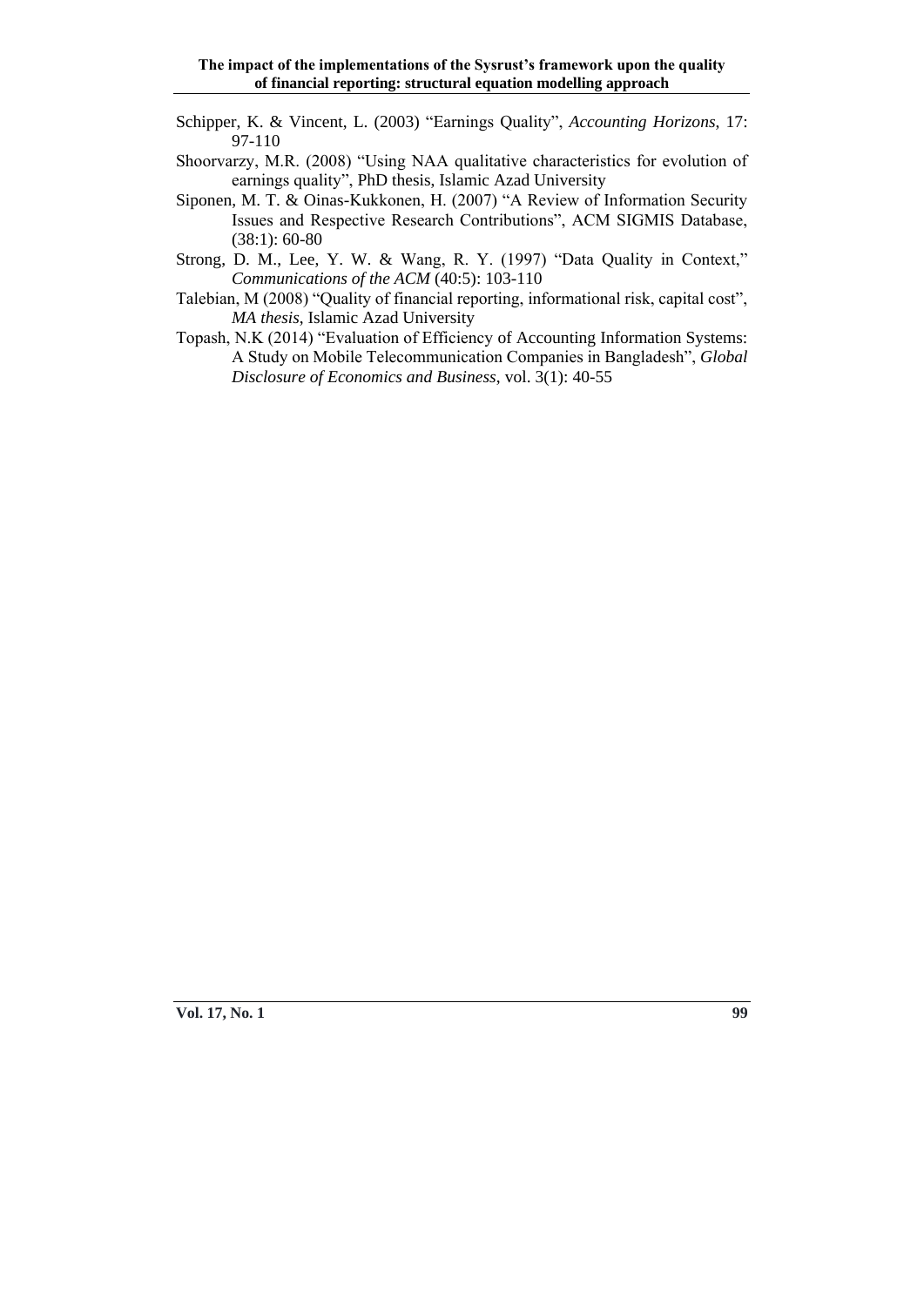Schipper, K. & Vincent, L. (2003) "Earnings Quality", *Accounting Horizons*, 17: 97-110

Shoorvarzy, M.R. (2008) "Using NAA qualitative characteristics for evolution of earnings quality", PhD thesis, Islamic Azad University

Siponen, M. T. & Oinas-Kukkonen, H. (2007) "A Review of Information Security Issues and Respective Research Contributions", ACM SIGMIS Database, (38:1): 60-80

Strong, D. M., Lee, Y. W. & Wang, R. Y. (1997) "Data Quality in Context," *Communications of the ACM* (40:5): 103-110

Talebian, M (2008) "Quality of financial reporting, informational risk, capital cost", *MA thesis*, Islamic Azad University

Topash, N.K (2014) "Evaluation of Efficiency of Accounting Information Systems: A Study on Mobile Telecommunication Companies in Bangladesh", *Global Disclosure of Economics and Business*, vol. 3(1): 40-55